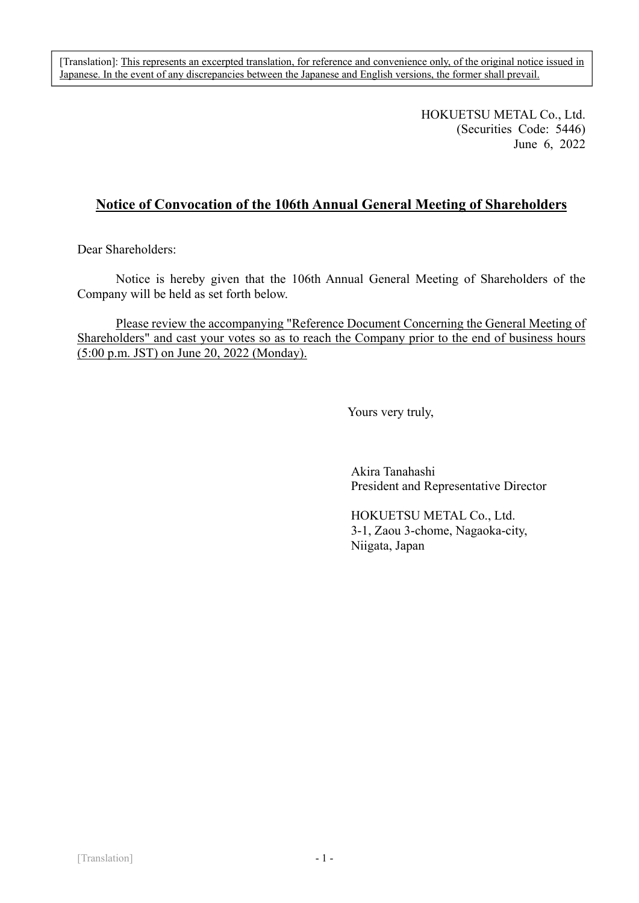[Translation]: This represents an excerpted translation, for reference and convenience only, of the original notice issued in Japanese. In the event of any discrepancies between the Japanese and English versions, the former shall prevail.

HOKUETSU METAL Co., Ltd.
(Securities Code: 5446)
June 6, 2022

# Notice of Convocation of the 106th Annual General Meeting of Shareholders

Dear Shareholders:

Notice is hereby given that the 106th Annual General Meeting of Shareholders of the Company will be held as set forth below.

Please review the accompanying "Reference Document Concerning the General Meeting of Shareholders" and cast your votes so as to reach the Company prior to the end of business hours (5:00 p.m. JST) on June 20, 2022 (Monday).

Yours very truly,

Akira Tanahashi
President and Representative Director

HOKUETSU METAL Co., Ltd.
3-1, Zaou 3-chome, Nagaoka-city,
Niigata, Japan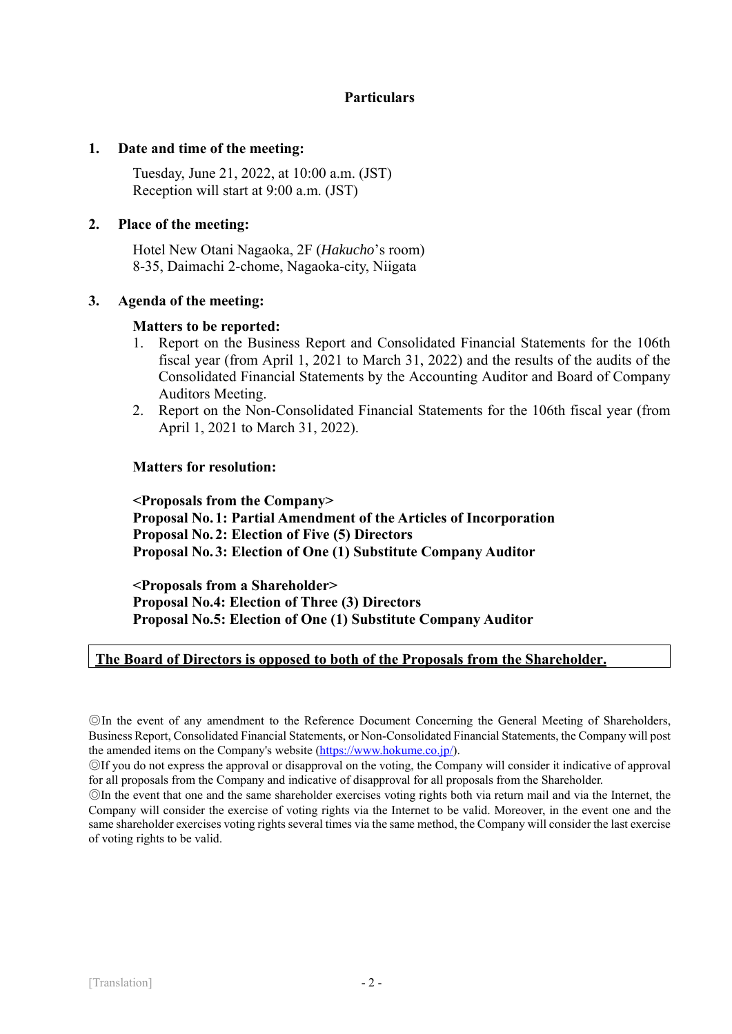# Particulars

## 1. Date and time of the meeting:

Tuesday, June 21, 2022, at 10:00 a.m. (JST)
Reception will start at 9:00 a.m. (JST)

## 2. Place of the meeting:

Hotel New Otani Nagaoka, 2F (*Hakucho*'s room)
8-35, Daimachi 2-chome, Nagaoka-city, Niigata

## 3. Agenda of the meeting:

**Matters to be reported:**

1. Report on the Business Report and Consolidated Financial Statements for the 106th fiscal year (from April 1, 2021 to March 31, 2022) and the results of the audits of the Consolidated Financial Statements by the Accounting Auditor and Board of Company Auditors Meeting.
2. Report on the Non-Consolidated Financial Statements for the 106th fiscal year (from April 1, 2021 to March 31, 2022).

**Matters for resolution:**

**<Proposals from the Company>**
**Proposal No. 1: Partial Amendment of the Articles of Incorporation**
**Proposal No. 2: Election of Five (5) Directors**
**Proposal No. 3: Election of One (1) Substitute Company Auditor**

**<Proposals from a Shareholder>**
**Proposal No.4: Election of Three (3) Directors**
**Proposal No.5: Election of One (1) Substitute Company Auditor**

**The Board of Directors is opposed to both of the Proposals from the Shareholder.**

◎In the event of any amendment to the Reference Document Concerning the General Meeting of Shareholders, Business Report, Consolidated Financial Statements, or Non-Consolidated Financial Statements, the Company will post the amended items on the Company's website (https://www.hokume.co.jp/).

◎If you do not express the approval or disapproval on the voting, the Company will consider it indicative of approval for all proposals from the Company and indicative of disapproval for all proposals from the Shareholder.

◎In the event that one and the same shareholder exercises voting rights both via return mail and via the Internet, the Company will consider the exercise of voting rights via the Internet to be valid. Moreover, in the event one and the same shareholder exercises voting rights several times via the same method, the Company will consider the last exercise of voting rights to be valid.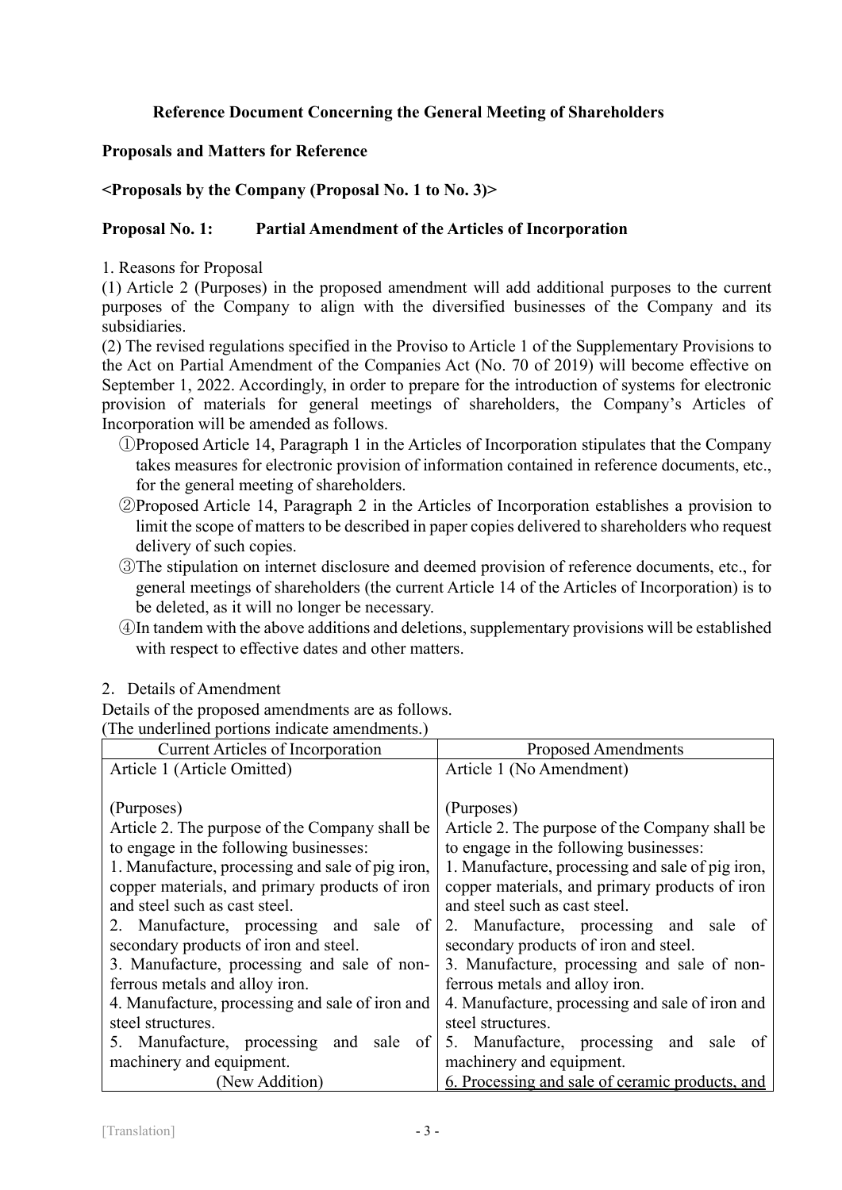# Reference Document Concerning the General Meeting of Shareholders

## Proposals and Matters for Reference

### <Proposals by the Company (Proposal No. 1 to No. 3)>

### Proposal No. 1: Partial Amendment of the Articles of Incorporation

1. Reasons for Proposal

(1) Article 2 (Purposes) in the proposed amendment will add additional purposes to the current purposes of the Company to align with the diversified businesses of the Company and its subsidiaries.

(2) The revised regulations specified in the Proviso to Article 1 of the Supplementary Provisions to the Act on Partial Amendment of the Companies Act (No. 70 of 2019) will become effective on September 1, 2022. Accordingly, in order to prepare for the introduction of systems for electronic provision of materials for general meetings of shareholders, the Company's Articles of Incorporation will be amended as follows.

①Proposed Article 14, Paragraph 1 in the Articles of Incorporation stipulates that the Company takes measures for electronic provision of information contained in reference documents, etc., for the general meeting of shareholders.

②Proposed Article 14, Paragraph 2 in the Articles of Incorporation establishes a provision to limit the scope of matters to be described in paper copies delivered to shareholders who request delivery of such copies.

③The stipulation on internet disclosure and deemed provision of reference documents, etc., for general meetings of shareholders (the current Article 14 of the Articles of Incorporation) is to be deleted, as it will no longer be necessary.

④In tandem with the above additions and deletions, supplementary provisions will be established with respect to effective dates and other matters.

2. Details of Amendment

Details of the proposed amendments are as follows.
(The underlined portions indicate amendments.)

| Current Articles of Incorporation | Proposed Amendments |
|---|---|
| Article 1 (Article Omitted) | Article 1 (No Amendment) |
| (Purposes)<br>Article 2. The purpose of the Company shall be to engage in the following businesses:<br>1. Manufacture, processing and sale of pig iron, copper materials, and primary products of iron and steel such as cast steel.<br>2. Manufacture, processing and sale of secondary products of iron and steel.<br>3. Manufacture, processing and sale of non-ferrous metals and alloy iron.<br>4. Manufacture, processing and sale of iron and steel structures.<br>5. Manufacture, processing and sale of machinery and equipment.<br>(New Addition) | (Purposes)<br>Article 2. The purpose of the Company shall be to engage in the following businesses:<br>1. Manufacture, processing and sale of pig iron, copper materials, and primary products of iron and steel such as cast steel.<br>2. Manufacture, processing and sale of secondary products of iron and steel.<br>3. Manufacture, processing and sale of non-ferrous metals and alloy iron.<br>4. Manufacture, processing and sale of iron and steel structures.<br>5. Manufacture, processing and sale of machinery and equipment.<br><u>6. Processing and sale of ceramic products, and</u> |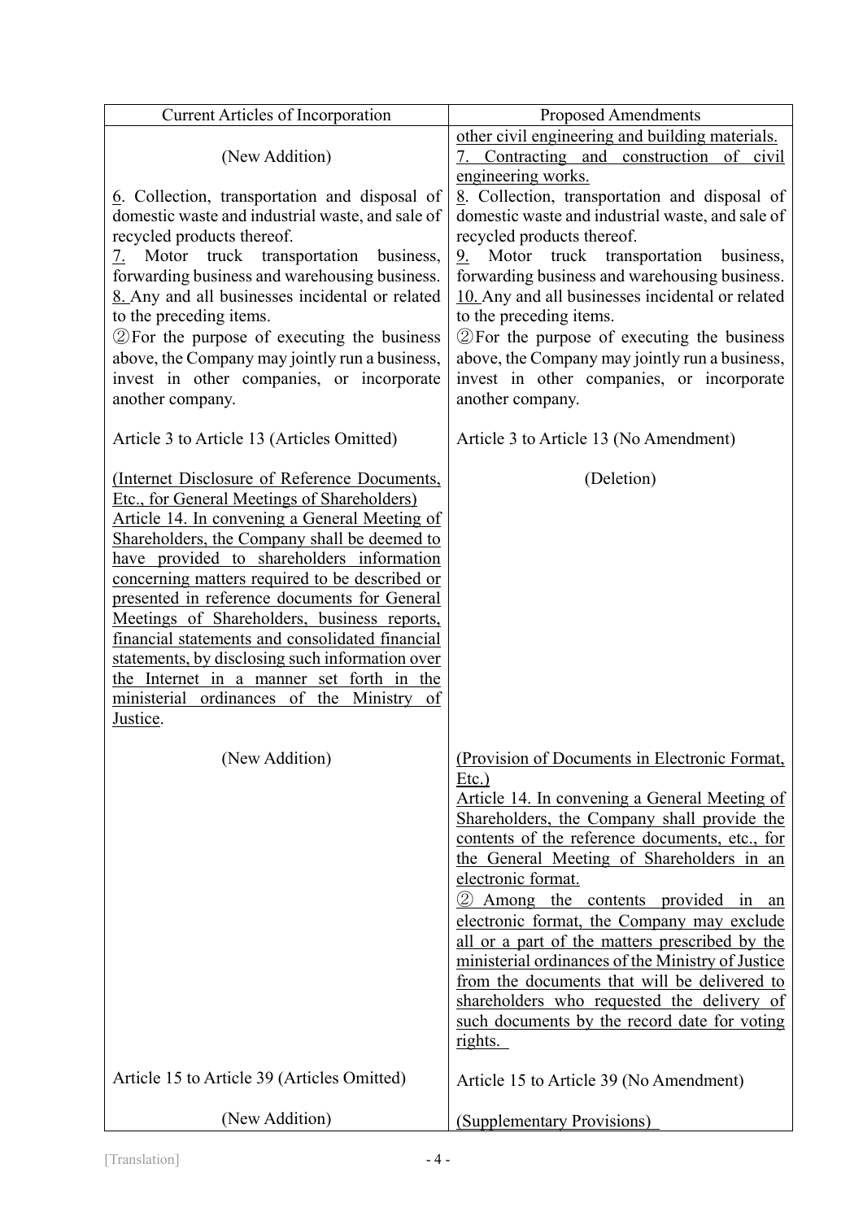| Current Articles of Incorporation | Proposed Amendments |
|---|---|
| (New Addition) | other civil engineering and building materials.<br>7. Contracting and construction of civil engineering works. |
| 6. Collection, transportation and disposal of domestic waste and industrial waste, and sale of recycled products thereof.<br>7. Motor truck transportation business, forwarding business and warehousing business.<br>8. Any and all businesses incidental or related to the preceding items.<br>②For the purpose of executing the business above, the Company may jointly run a business, invest in other companies, or incorporate another company. | 8. Collection, transportation and disposal of domestic waste and industrial waste, and sale of recycled products thereof.<br>9. Motor truck transportation business, forwarding business and warehousing business.<br>10. Any and all businesses incidental or related to the preceding items.<br>②For the purpose of executing the business above, the Company may jointly run a business, invest in other companies, or incorporate another company. |
| Article 3 to Article 13 (Articles Omitted) | Article 3 to Article 13 (No Amendment) |
| (Internet Disclosure of Reference Documents, Etc., for General Meetings of Shareholders)<br>Article 14. In convening a General Meeting of Shareholders, the Company shall be deemed to have provided to shareholders information concerning matters required to be described or presented in reference documents for General Meetings of Shareholders, business reports, financial statements and consolidated financial statements, by disclosing such information over the Internet in a manner set forth in the ministerial ordinances of the Ministry of Justice. | (Deletion) |
| (New Addition) | (Provision of Documents in Electronic Format, Etc.)<br>Article 14. In convening a General Meeting of Shareholders, the Company shall provide the contents of the reference documents, etc., for the General Meeting of Shareholders in an electronic format.<br>② Among the contents provided in an electronic format, the Company may exclude all or a part of the matters prescribed by the ministerial ordinances of the Ministry of Justice from the documents that will be delivered to shareholders who requested the delivery of such documents by the record date for voting rights. |
| Article 15 to Article 39 (Articles Omitted) | Article 15 to Article 39 (No Amendment) |
| (New Addition) | (Supplementary Provisions) |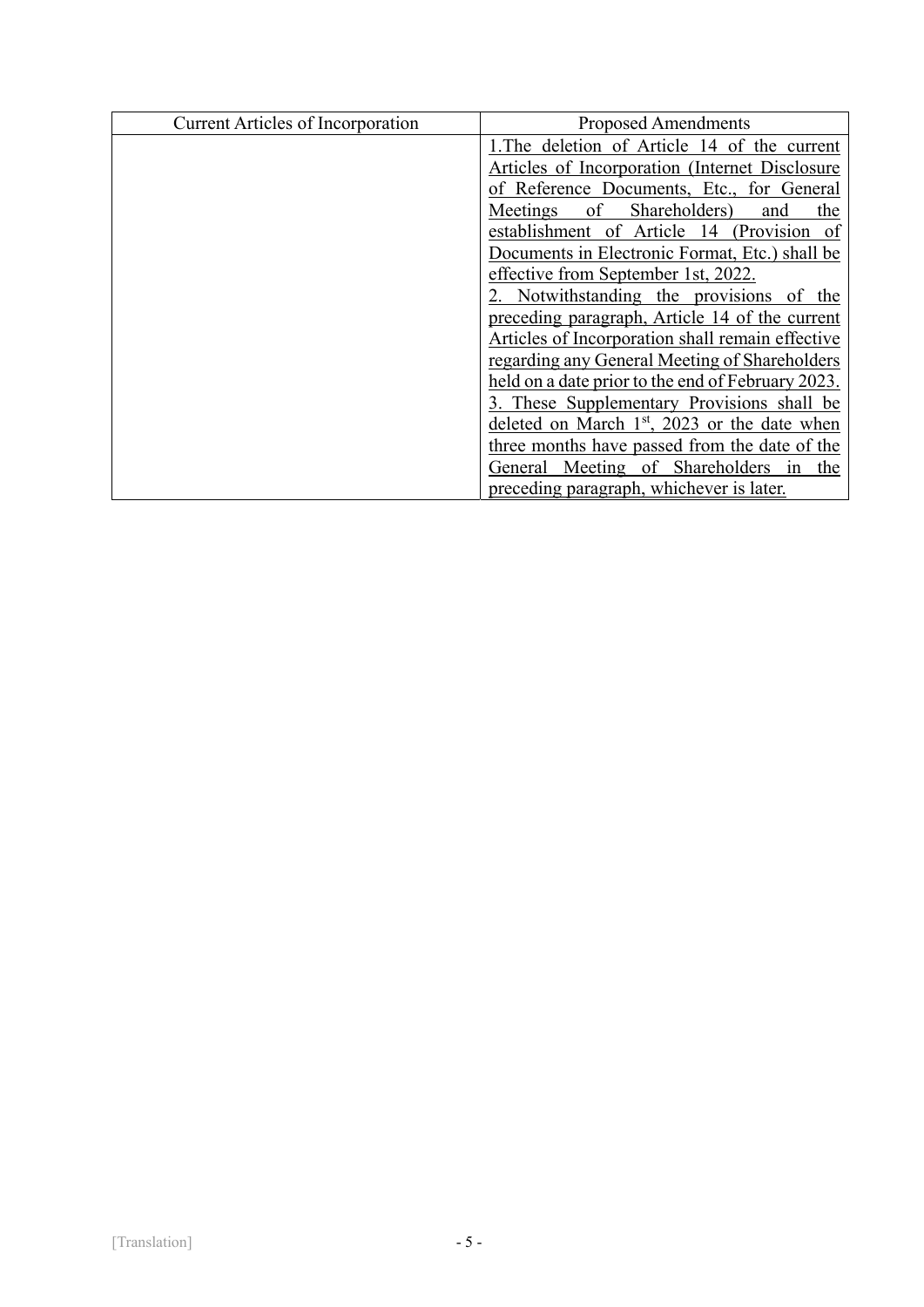| Current Articles of Incorporation | Proposed Amendments |
|---|---|
| | 1.The deletion of Article 14 of the current Articles of Incorporation (Internet Disclosure of Reference Documents, Etc., for General Meetings of Shareholders) and the establishment of Article 14 (Provision of Documents in Electronic Format, Etc.) shall be effective from September 1st, 2022.<br>2. Notwithstanding the provisions of the preceding paragraph, Article 14 of the current Articles of Incorporation shall remain effective regarding any General Meeting of Shareholders held on a date prior to the end of February 2023.<br>3. These Supplementary Provisions shall be deleted on March 1st, 2023 or the date when three months have passed from the date of the General Meeting of Shareholders in the preceding paragraph, whichever is later. |

[Translation]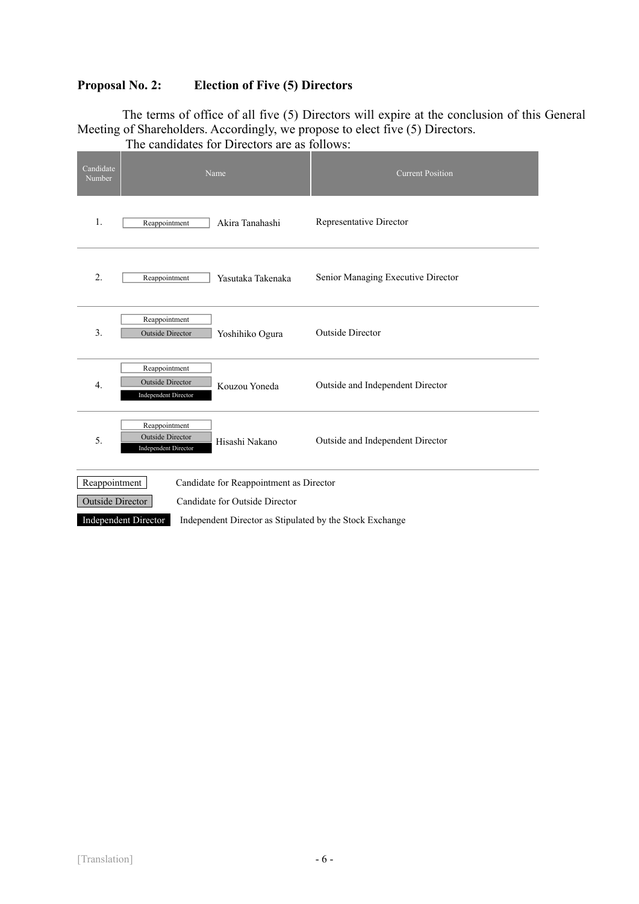**Proposal No. 2: Election of Five (5) Directors**

The terms of office of all five (5) Directors will expire at the conclusion of this General Meeting of Shareholders. Accordingly, we propose to elect five (5) Directors.

The candidates for Directors are as follows:

| Candidate Number | Name | | Current Position |
|---|---|---|---|
| 1. | Reappointment | Akira Tanahashi | Representative Director |
| 2. | Reappointment | Yasutaka Takenaka | Senior Managing Executive Director |
| 3. | Reappointment<br>Outside Director | Yoshihiko Ogura | Outside Director |
| 4. | Reappointment<br>Outside Director<br>Independent Director | Kouzou Yoneda | Outside and Independent Director |
| 5. | Reappointment<br>Outside Director<br>Independent Director | Hisashi Nakano | Outside and Independent Director |

| | |
|---|---|
| Reappointment | Candidate for Reappointment as Director |
| Outside Director | Candidate for Outside Director |
| Independent Director | Independent Director as Stipulated by the Stock Exchange |

[Translation]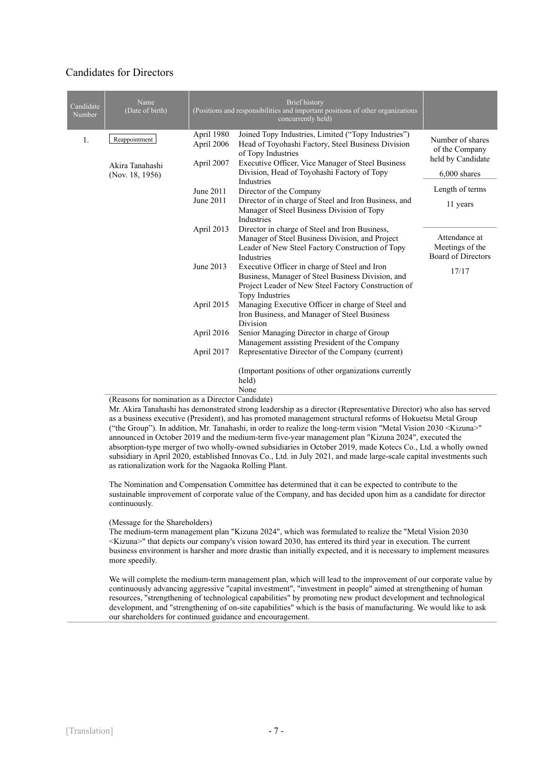## Candidates for Directors

| Candidate Number | Name (Date of birth) | Brief history (Positions and responsibilities and important positions of other organizations concurrently held) | |
|---|---|---|---|
| 1. | Reappointment<br><br>Akira Tanahashi<br>(Nov. 18, 1956) | April 1980 Joined Topy Industries, Limited ("Topy Industries")<br>April 2006 Head of Toyohashi Factory, Steel Business Division of Topy Industries<br>April 2007 Executive Officer, Vice Manager of Steel Business Division, Head of Toyohashi Factory of Topy Industries<br>June 2011 Director of the Company<br>June 2011 Director of in charge of Steel and Iron Business, and Manager of Steel Business Division of Topy Industries<br>April 2013 Director in charge of Steel and Iron Business, Manager of Steel Business Division, and Project Leader of New Steel Factory Construction of Topy Industries<br>June 2013 Executive Officer in charge of Steel and Iron Business, Manager of Steel Business Division, and Project Leader of New Steel Factory Construction of Topy Industries<br>April 2015 Managing Executive Officer in charge of Steel and Iron Business, and Manager of Steel Business Division<br>April 2016 Senior Managing Director in charge of Group Management assisting President of the Company<br>April 2017 Representative Director of the Company (current)<br><br>(Important positions of other organizations currently held)<br>None | Number of shares of the Company held by Candidate<br>6,000 shares<br><br>Length of terms<br>11 years<br><br>Attendance at Meetings of the Board of Directors<br>17/17 |

(Reasons for nomination as a Director Candidate)

Mr. Akira Tanahashi has demonstrated strong leadership as a director (Representative Director) who also has served as a business executive (President), and has promoted management structural reforms of Hokuetsu Metal Group ("the Group"). In addition, Mr. Tanahashi, in order to realize the long-term vision "Metal Vision 2030 <Kizuna>" announced in October 2019 and the medium-term five-year management plan "Kizuna 2024", executed the absorption-type merger of two wholly-owned subsidiaries in October 2019, made Kotecs Co., Ltd. a wholly owned subsidiary in April 2020, established Innovas Co., Ltd. in July 2021, and made large-scale capital investments such as rationalization work for the Nagaoka Rolling Plant.

The Nomination and Compensation Committee has determined that it can be expected to contribute to the sustainable improvement of corporate value of the Company, and has decided upon him as a candidate for director continuously.

(Message for the Shareholders)

The medium-term management plan "Kizuna 2024", which was formulated to realize the "Metal Vision 2030 <Kizuna>" that depicts our company's vision toward 2030, has entered its third year in execution. The current business environment is harsher and more drastic than initially expected, and it is necessary to implement measures more speedily.

We will complete the medium-term management plan, which will lead to the improvement of our corporate value by continuously advancing aggressive "capital investment", "investment in people" aimed at strengthening of human resources, "strengthening of technological capabilities" by promoting new product development and technological development, and "strengthening of on-site capabilities" which is the basis of manufacturing. We would like to ask our shareholders for continued guidance and encouragement.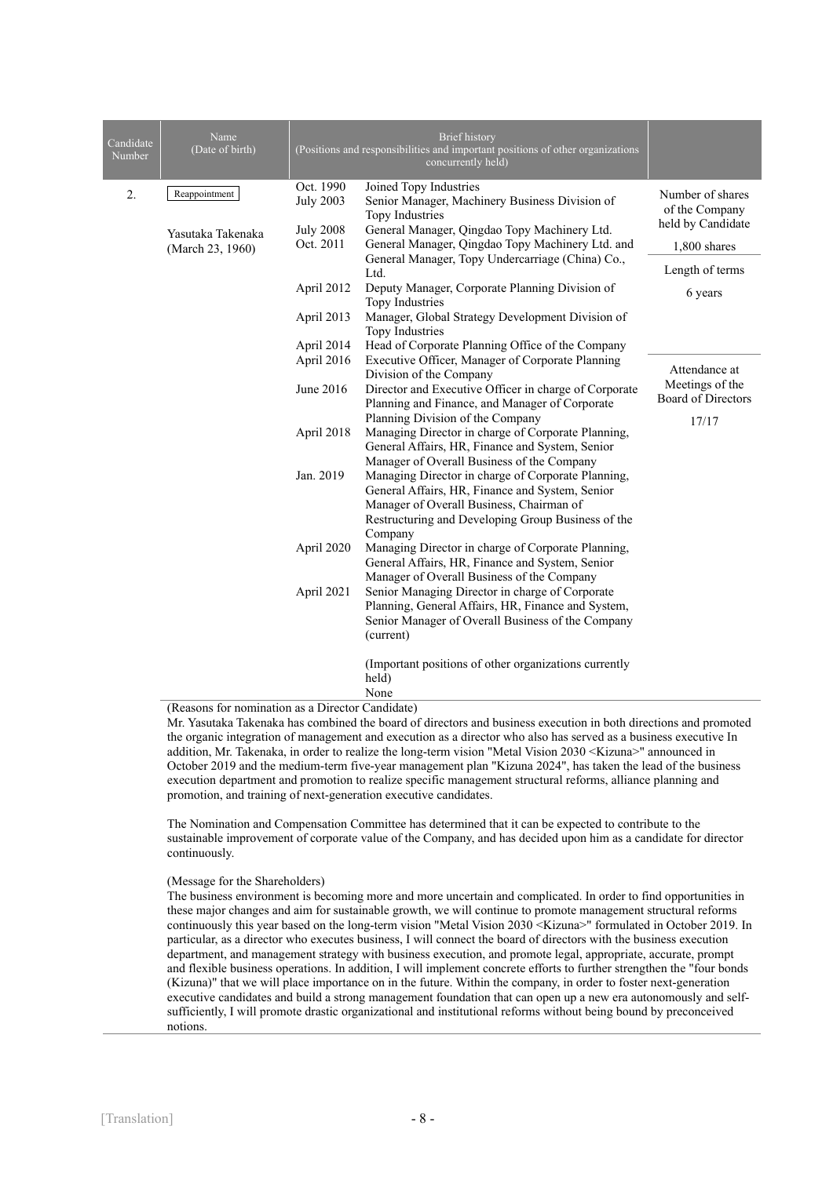| Candidate Number | Name (Date of birth) | Brief history (Positions and responsibilities and important positions of other organizations concurrently held) | | |
|---|---|---|---|---|
| 2. | Reappointment<br><br>Yasutaka Takenaka<br>(March 23, 1960) | Oct. 1990<br>July 2003<br><br>July 2008<br>Oct. 2011<br><br><br>April 2012<br><br>April 2013<br><br>April 2014<br>April 2016<br><br>June 2016<br><br><br>April 2018<br><br><br>Jan. 2019<br><br><br><br><br>April 2020<br><br><br>April 2021 | Joined Topy Industries<br>Senior Manager, Machinery Business Division of Topy Industries<br>General Manager, Qingdao Topy Machinery Ltd.<br>General Manager, Qingdao Topy Machinery Ltd. and General Manager, Topy Undercarriage (China) Co., Ltd.<br>Deputy Manager, Corporate Planning Division of Topy Industries<br>Manager, Global Strategy Development Division of Topy Industries<br>Head of Corporate Planning Office of the Company<br>Executive Officer, Manager of Corporate Planning Division of the Company<br>Director and Executive Officer in charge of Corporate Planning and Finance, and Manager of Corporate Planning Division of the Company<br>Managing Director in charge of Corporate Planning, General Affairs, HR, Finance and System, Senior Manager of Overall Business of the Company<br>Managing Director in charge of Corporate Planning, General Affairs, HR, Finance and System, Senior Manager of Overall Business, Chairman of Restructuring and Developing Group Business of the Company<br>Managing Director in charge of Corporate Planning, General Affairs, HR, Finance and System, Senior Manager of Overall Business of the Company<br>Senior Managing Director in charge of Corporate Planning, General Affairs, HR, Finance and System, Senior Manager of Overall Business of the Company (current)<br><br>(Important positions of other organizations currently held)<br>None | Number of shares of the Company held by Candidate<br>1,800 shares<br><br>Length of terms<br>6 years<br><br>Attendance at Meetings of the Board of Directors<br>17/17 |

(Reasons for nomination as a Director Candidate)

Mr. Yasutaka Takenaka has combined the board of directors and business execution in both directions and promoted the organic integration of management and execution as a director who also has served as a business executive In addition, Mr. Takenaka, in order to realize the long-term vision "Metal Vision 2030 <Kizuna>" announced in October 2019 and the medium-term five-year management plan "Kizuna 2024", has taken the lead of the business execution department and promotion to realize specific management structural reforms, alliance planning and promotion, and training of next-generation executive candidates.

The Nomination and Compensation Committee has determined that it can be expected to contribute to the sustainable improvement of corporate value of the Company, and has decided upon him as a candidate for director continuously.

(Message for the Shareholders)

The business environment is becoming more and more uncertain and complicated. In order to find opportunities in these major changes and aim for sustainable growth, we will continue to promote management structural reforms continuously this year based on the long-term vision "Metal Vision 2030 <Kizuna>" formulated in October 2019. In particular, as a director who executes business, I will connect the board of directors with the business execution department, and management strategy with business execution, and promote legal, appropriate, accurate, prompt and flexible business operations. In addition, I will implement concrete efforts to further strengthen the "four bonds (Kizuna)" that we will place importance on in the future. Within the company, in order to foster next-generation executive candidates and build a strong management foundation that can open up a new era autonomously and self-sufficiently, I will promote drastic organizational and institutional reforms without being bound by preconceived notions.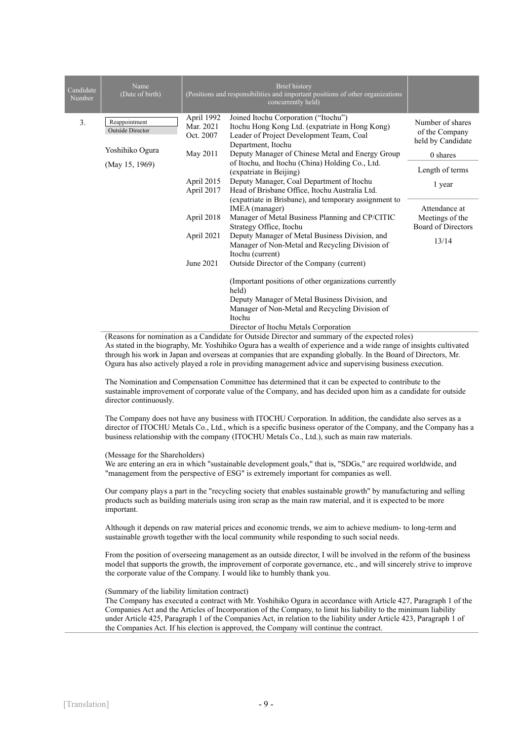| Candidate Number | Name (Date of birth) | Brief history (Positions and responsibilities and important positions of other organizations concurrently held) | | |
|---|---|---|---|---|
| 3. | Reappointment<br>Outside Director<br><br>Yoshihiko Ogura<br><br>(May 15, 1969) | April 1992 | Joined Itochu Corporation ("Itochu") | Number of shares of the Company held by Candidate<br><br>0 shares<br><br>Length of terms<br><br>1 year<br><br>Attendance at Meetings of the Board of Directors<br><br>13/14 |
| | | Mar. 2021 | Itochu Hong Kong Ltd. (expatriate in Hong Kong) | |
| | | Oct. 2007 | Leader of Project Development Team, Coal Department, Itochu | |
| | | May 2011 | Deputy Manager of Chinese Metal and Energy Group of Itochu, and Itochu (China) Holding Co., Ltd. (expatriate in Beijing) | |
| | | April 2015 | Deputy Manager, Coal Department of Itochu | |
| | | April 2017 | Head of Brisbane Office, Itochu Australia Ltd. (expatriate in Brisbane), and temporary assignment to IMEA (manager) | |
| | | April 2018 | Manager of Metal Business Planning and CP/CITIC Strategy Office, Itochu | |
| | | April 2021 | Deputy Manager of Metal Business Division, and Manager of Non-Metal and Recycling Division of Itochu (current) | |
| | | June 2021 | Outside Director of the Company (current) | |
| | | | (Important positions of other organizations currently held)<br>Deputy Manager of Metal Business Division, and Manager of Non-Metal and Recycling Division of Itochu<br>Director of Itochu Metals Corporation | |

(Reasons for nomination as a Candidate for Outside Director and summary of the expected roles)
As stated in the biography, Mr. Yoshihiko Ogura has a wealth of experience and a wide range of insights cultivated through his work in Japan and overseas at companies that are expanding globally. In the Board of Directors, Mr. Ogura has also actively played a role in providing management advice and supervising business execution.

The Nomination and Compensation Committee has determined that it can be expected to contribute to the sustainable improvement of corporate value of the Company, and has decided upon him as a candidate for outside director continuously.

The Company does not have any business with ITOCHU Corporation. In addition, the candidate also serves as a director of ITOCHU Metals Co., Ltd., which is a specific business operator of the Company, and the Company has a business relationship with the company (ITOCHU Metals Co., Ltd.), such as main raw materials.

(Message for the Shareholders)
We are entering an era in which "sustainable development goals," that is, "SDGs," are required worldwide, and "management from the perspective of ESG" is extremely important for companies as well.

Our company plays a part in the "recycling society that enables sustainable growth" by manufacturing and selling products such as building materials using iron scrap as the main raw material, and it is expected to be more important.

Although it depends on raw material prices and economic trends, we aim to achieve medium- to long-term and sustainable growth together with the local community while responding to such social needs.

From the position of overseeing management as an outside director, I will be involved in the reform of the business model that supports the growth, the improvement of corporate governance, etc., and will sincerely strive to improve the corporate value of the Company. I would like to humbly thank you.

(Summary of the liability limitation contract)
The Company has executed a contract with Mr. Yoshihiko Ogura in accordance with Article 427, Paragraph 1 of the Companies Act and the Articles of Incorporation of the Company, to limit his liability to the minimum liability under Article 425, Paragraph 1 of the Companies Act, in relation to the liability under Article 423, Paragraph 1 of the Companies Act. If his election is approved, the Company will continue the contract.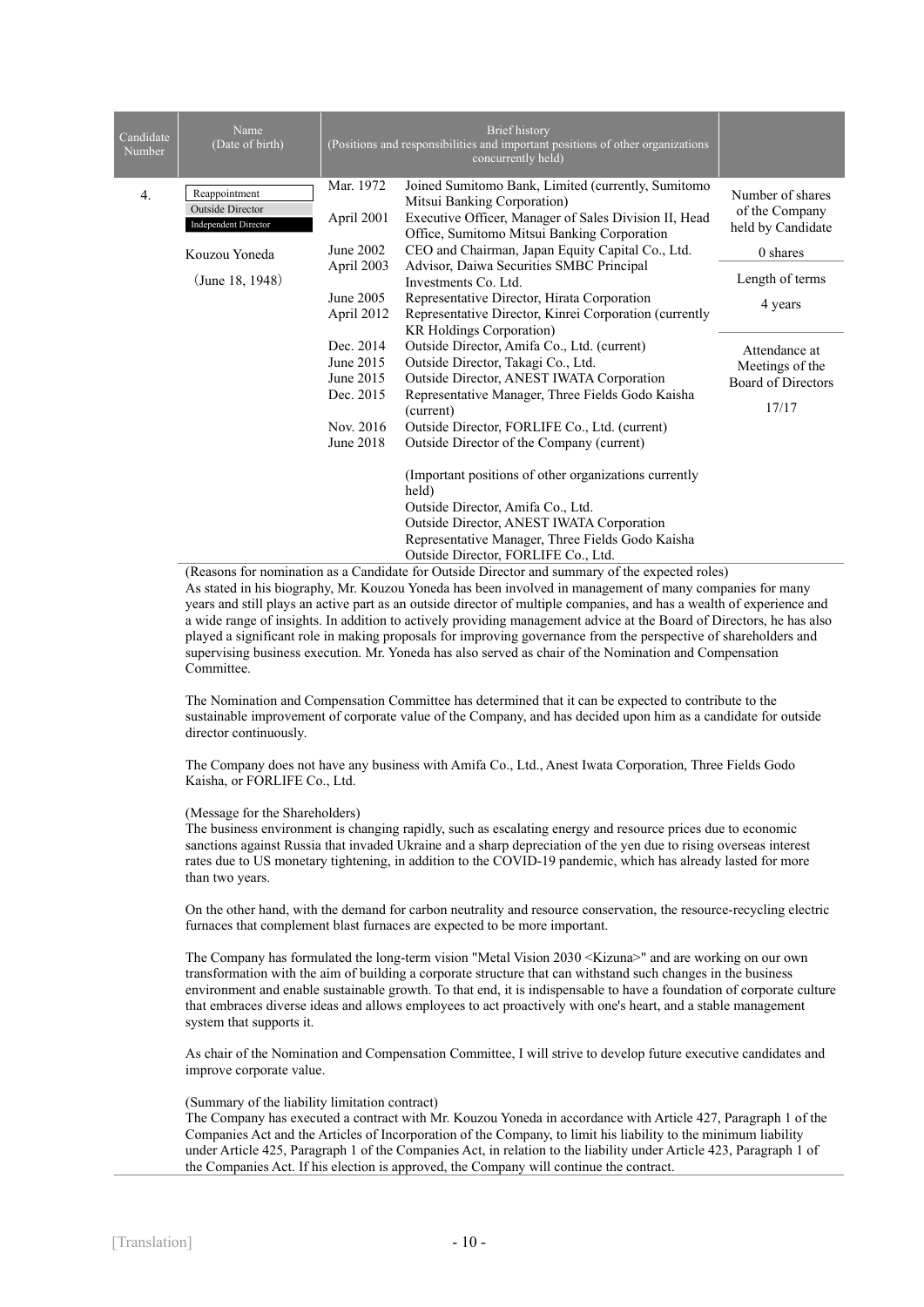| Candidate Number | Name (Date of birth) | Brief history (Positions and responsibilities and important positions of other organizations concurrently held) | |
|---|---|---|---|
| 4. | Reappointment<br>Outside Director<br>Independent Director<br><br>Kouzou Yoneda<br><br>(June 18, 1948) | Mar. 1972 Joined Sumitomo Bank, Limited (currently, Sumitomo Mitsui Banking Corporation)<br>April 2001 Executive Officer, Manager of Sales Division II, Head Office, Sumitomo Mitsui Banking Corporation<br>June 2002 CEO and Chairman, Japan Equity Capital Co., Ltd.<br>April 2003 Advisor, Daiwa Securities SMBC Principal Investments Co. Ltd.<br>June 2005 Representative Director, Hirata Corporation<br>April 2012 Representative Director, Kinrei Corporation (currently KR Holdings Corporation)<br>Dec. 2014 Outside Director, Amifa Co., Ltd. (current)<br>June 2015 Outside Director, Takagi Co., Ltd.<br>June 2015 Outside Director, ANEST IWATA Corporation<br>Dec. 2015 Representative Manager, Three Fields Godo Kaisha (current)<br>Nov. 2016 Outside Director, FORLIFE Co., Ltd. (current)<br>June 2018 Outside Director of the Company (current)<br><br>(Important positions of other organizations currently held)<br>Outside Director, Amifa Co., Ltd.<br>Outside Director, ANEST IWATA Corporation<br>Representative Manager, Three Fields Godo Kaisha<br>Outside Director, FORLIFE Co., Ltd. | Number of shares of the Company held by Candidate<br>0 shares<br><br>Length of terms<br>4 years<br><br>Attendance at Meetings of the Board of Directors<br>17/17 |

(Reasons for nomination as a Candidate for Outside Director and summary of the expected roles)
As stated in his biography, Mr. Kouzou Yoneda has been involved in management of many companies for many years and still plays an active part as an outside director of multiple companies, and has a wealth of experience and a wide range of insights. In addition to actively providing management advice at the Board of Directors, he has also played a significant role in making proposals for improving governance from the perspective of shareholders and supervising business execution. Mr. Yoneda has also served as chair of the Nomination and Compensation Committee.

The Nomination and Compensation Committee has determined that it can be expected to contribute to the sustainable improvement of corporate value of the Company, and has decided upon him as a candidate for outside director continuously.

The Company does not have any business with Amifa Co., Ltd., Anest Iwata Corporation, Three Fields Godo Kaisha, or FORLIFE Co., Ltd.

(Message for the Shareholders)
The business environment is changing rapidly, such as escalating energy and resource prices due to economic sanctions against Russia that invaded Ukraine and a sharp depreciation of the yen due to rising overseas interest rates due to US monetary tightening, in addition to the COVID-19 pandemic, which has already lasted for more than two years.

On the other hand, with the demand for carbon neutrality and resource conservation, the resource-recycling electric furnaces that complement blast furnaces are expected to be more important.

The Company has formulated the long-term vision "Metal Vision 2030 <Kizuna>" and are working on our own transformation with the aim of building a corporate structure that can withstand such changes in the business environment and enable sustainable growth. To that end, it is indispensable to have a foundation of corporate culture that embraces diverse ideas and allows employees to act proactively with one's heart, and a stable management system that supports it.

As chair of the Nomination and Compensation Committee, I will strive to develop future executive candidates and improve corporate value.

(Summary of the liability limitation contract)
The Company has executed a contract with Mr. Kouzou Yoneda in accordance with Article 427, Paragraph 1 of the Companies Act and the Articles of Incorporation of the Company, to limit his liability to the minimum liability under Article 425, Paragraph 1 of the Companies Act, in relation to the liability under Article 423, Paragraph 1 of the Companies Act. If his election is approved, the Company will continue the contract.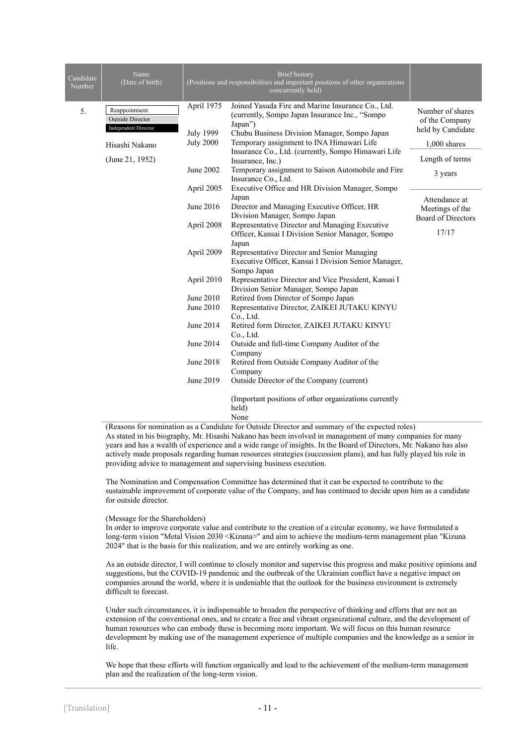| Candidate Number | Name (Date of birth) | Brief history (Positions and responsibilities and important positions of other organizations concurrently held) | | |
|---|---|---|---|---|
| 5. | Reappointment<br>Outside Director<br>Independent Director<br><br>Hisashi Nakano<br><br>(June 21, 1952) | April 1975 | Joined Yasuda Fire and Marine Insurance Co., Ltd. (currently, Sompo Japan Insurance Inc., "Sompo Japan") | Number of shares of the Company held by Candidate<br><br>1,000 shares<br><br>Length of terms<br><br>3 years<br><br>Attendance at Meetings of the Board of Directors<br><br>17/17 |
| | | July 1999 | Chubu Business Division Manager, Sompo Japan | |
| | | July 2000 | Temporary assignment to INA Himawari Life Insurance Co., Ltd. (currently, Sompo Himawari Life Insurance, Inc.) | |
| | | June 2002 | Temporary assignment to Saison Automobile and Fire Insurance Co., Ltd. | |
| | | April 2005 | Executive Office and HR Division Manager, Sompo Japan | |
| | | June 2016 | Director and Managing Executive Officer, HR Division Manager, Sompo Japan | |
| | | April 2008 | Representative Director and Managing Executive Officer, Kansai I Division Senior Manager, Sompo Japan | |
| | | April 2009 | Representative Director and Senior Managing Executive Officer, Kansai I Division Senior Manager, Sompo Japan | |
| | | April 2010 | Representative Director and Vice President, Kansai I Division Senior Manager, Sompo Japan | |
| | | June 2010 | Retired from Director of Sompo Japan | |
| | | June 2010 | Representative Director, ZAIKEI JUTAKU KINYU Co., Ltd. | |
| | | June 2014 | Retired form Director, ZAIKEI JUTAKU KINYU Co., Ltd. | |
| | | June 2014 | Outside and full-time Company Auditor of the Company | |
| | | June 2018 | Retired from Outside Company Auditor of the Company | |
| | | June 2019 | Outside Director of the Company (current) | |
| | | | (Important positions of other organizations currently held)<br>None | |

(Reasons for nomination as a Candidate for Outside Director and summary of the expected roles)
As stated in his biography, Mr. Hisashi Nakano has been involved in management of many companies for many years and has a wealth of experience and a wide range of insights. In the Board of Directors, Mr. Nakano has also actively made proposals regarding human resources strategies (succession plans), and has fully played his role in providing advice to management and supervising business execution.

The Nomination and Compensation Committee has determined that it can be expected to contribute to the sustainable improvement of corporate value of the Company, and has continued to decide upon him as a candidate for outside director.

(Message for the Shareholders)
In order to improve corporate value and contribute to the creation of a circular economy, we have formulated a long-term vision "Metal Vision 2030 <Kizuna>" and aim to achieve the medium-term management plan "Kizuna 2024" that is the basis for this realization, and we are entirely working as one.

As an outside director, I will continue to closely monitor and supervise this progress and make positive opinions and suggestions, but the COVID-19 pandemic and the outbreak of the Ukrainian conflict have a negative impact on companies around the world, where it is undeniable that the outlook for the business environment is extremely difficult to forecast.

Under such circumstances, it is indispensable to broaden the perspective of thinking and efforts that are not an extension of the conventional ones, and to create a free and vibrant organizational culture, and the development of human resources who can embody these is becoming more important. We will focus on this human resource development by making use of the management experience of multiple companies and the knowledge as a senior in life.

We hope that these efforts will function organically and lead to the achievement of the medium-term management plan and the realization of the long-term vision.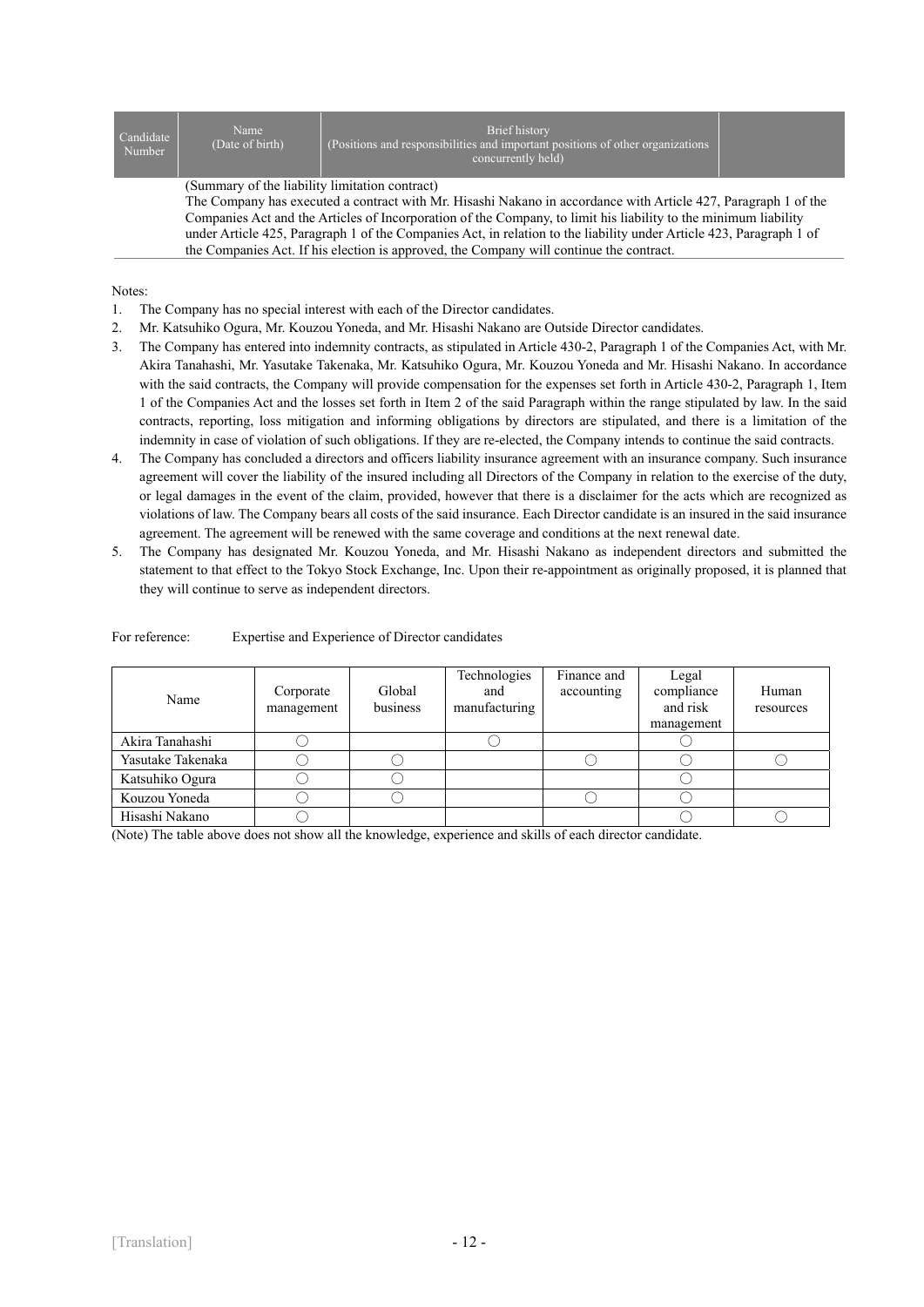| Candidate Number | Name (Date of birth) | Brief history (Positions and responsibilities and important positions of other organizations concurrently held) | |
|---|---|---|---|
| | (Summary of the liability limitation contract) The Company has executed a contract with Mr. Hisashi Nakano in accordance with Article 427, Paragraph 1 of the Companies Act and the Articles of Incorporation of the Company, to limit his liability to the minimum liability under Article 425, Paragraph 1 of the Companies Act, in relation to the liability under Article 423, Paragraph 1 of the Companies Act. If his election is approved, the Company will continue the contract. | | |

Notes:

1. The Company has no special interest with each of the Director candidates.
2. Mr. Katsuhiko Ogura, Mr. Kouzou Yoneda, and Mr. Hisashi Nakano are Outside Director candidates.
3. The Company has entered into indemnity contracts, as stipulated in Article 430-2, Paragraph 1 of the Companies Act, with Mr. Akira Tanahashi, Mr. Yasutake Takenaka, Mr. Katsuhiko Ogura, Mr. Kouzou Yoneda and Mr. Hisashi Nakano. In accordance with the said contracts, the Company will provide compensation for the expenses set forth in Article 430-2, Paragraph 1, Item 1 of the Companies Act and the losses set forth in Item 2 of the said Paragraph within the range stipulated by law. In the said contracts, reporting, loss mitigation and informing obligations by directors are stipulated, and there is a limitation of the indemnity in case of violation of such obligations. If they are re-elected, the Company intends to continue the said contracts.
4. The Company has concluded a directors and officers liability insurance agreement with an insurance company. Such insurance agreement will cover the liability of the insured including all Directors of the Company in relation to the exercise of the duty, or legal damages in the event of the claim, provided, however that there is a disclaimer for the acts which are recognized as violations of law. The Company bears all costs of the said insurance. Each Director candidate is an insured in the said insurance agreement. The agreement will be renewed with the same coverage and conditions at the next renewal date.
5. The Company has designated Mr. Kouzou Yoneda, and Mr. Hisashi Nakano as independent directors and submitted the statement to that effect to the Tokyo Stock Exchange, Inc. Upon their re-appointment as originally proposed, it is planned that they will continue to serve as independent directors.

For reference: Expertise and Experience of Director candidates

| Name | Corporate management | Global business | Technologies and manufacturing | Finance and accounting | Legal compliance and risk management | Human resources |
|---|---|---|---|---|---|---|
| Akira Tanahashi | ○ | | ○ | | ○ | |
| Yasutake Takenaka | ○ | ○ | | ○ | ○ | ○ |
| Katsuhiko Ogura | ○ | ○ | | | ○ | |
| Kouzou Yoneda | ○ | ○ | | ○ | ○ | |
| Hisashi Nakano | ○ | | | | ○ | ○ |

(Note) The table above does not show all the knowledge, experience and skills of each director candidate.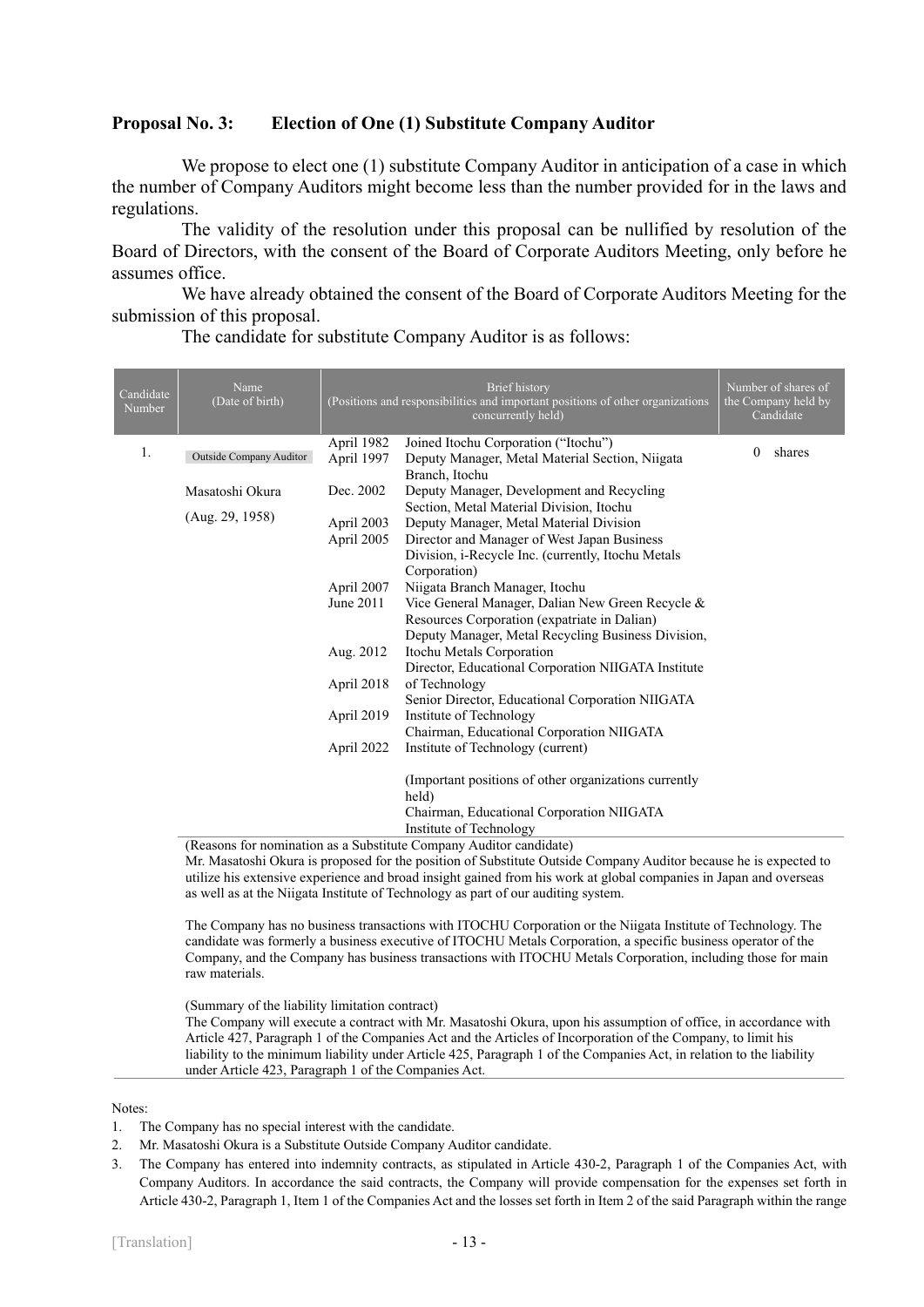## Proposal No. 3: Election of One (1) Substitute Company Auditor

We propose to elect one (1) substitute Company Auditor in anticipation of a case in which the number of Company Auditors might become less than the number provided for in the laws and regulations.

The validity of the resolution under this proposal can be nullified by resolution of the Board of Directors, with the consent of the Board of Corporate Auditors Meeting, only before he assumes office.

We have already obtained the consent of the Board of Corporate Auditors Meeting for the submission of this proposal.

The candidate for substitute Company Auditor is as follows:

| Candidate Number | Name (Date of birth) | Brief history (Positions and responsibilities and important positions of other organizations concurrently held) | | Number of shares of the Company held by Candidate |
|---|---|---|---|---|
| 1. | Outside Company Auditor<br><br>Masatoshi Okura<br><br>(Aug. 29, 1958) | April 1982<br>April 1997<br><br>Dec. 2002<br><br>April 2003<br>April 2005<br><br><br>April 2007<br>June 2011<br><br><br>Aug. 2012<br><br>April 2018<br><br>April 2019<br><br>April 2022 | Joined Itochu Corporation ("Itochu")<br>Deputy Manager, Metal Material Section, Niigata Branch, Itochu<br>Deputy Manager, Development and Recycling Section, Metal Material Division, Itochu<br>Deputy Manager, Metal Material Division<br>Director and Manager of West Japan Business Division, i-Recycle Inc. (currently, Itochu Metals Corporation)<br>Niigata Branch Manager, Itochu<br>Vice General Manager, Dalian New Green Recycle & Resources Corporation (expatriate in Dalian)<br>Deputy Manager, Metal Recycling Business Division, Itochu Metals Corporation<br>Director, Educational Corporation NIIGATA Institute of Technology<br>Senior Director, Educational Corporation NIIGATA Institute of Technology<br>Chairman, Educational Corporation NIIGATA Institute of Technology (current)<br><br>(Important positions of other organizations currently held)<br>Chairman, Educational Corporation NIIGATA Institute of Technology | 0 shares |

(Reasons for nomination as a Substitute Company Auditor candidate)
Mr. Masatoshi Okura is proposed for the position of Substitute Outside Company Auditor because he is expected to utilize his extensive experience and broad insight gained from his work at global companies in Japan and overseas as well as at the Niigata Institute of Technology as part of our auditing system.

The Company has no business transactions with ITOCHU Corporation or the Niigata Institute of Technology. The candidate was formerly a business executive of ITOCHU Metals Corporation, a specific business operator of the Company, and the Company has business transactions with ITOCHU Metals Corporation, including those for main raw materials.

(Summary of the liability limitation contract)
The Company will execute a contract with Mr. Masatoshi Okura, upon his assumption of office, in accordance with Article 427, Paragraph 1 of the Companies Act and the Articles of Incorporation of the Company, to limit his liability to the minimum liability under Article 425, Paragraph 1 of the Companies Act, in relation to the liability under Article 423, Paragraph 1 of the Companies Act.

Notes:
1. The Company has no special interest with the candidate.
2. Mr. Masatoshi Okura is a Substitute Outside Company Auditor candidate.
3. The Company has entered into indemnity contracts, as stipulated in Article 430-2, Paragraph 1 of the Companies Act, with Company Auditors. In accordance the said contracts, the Company will provide compensation for the expenses set forth in Article 430-2, Paragraph 1, Item 1 of the Companies Act and the losses set forth in Item 2 of the said Paragraph within the range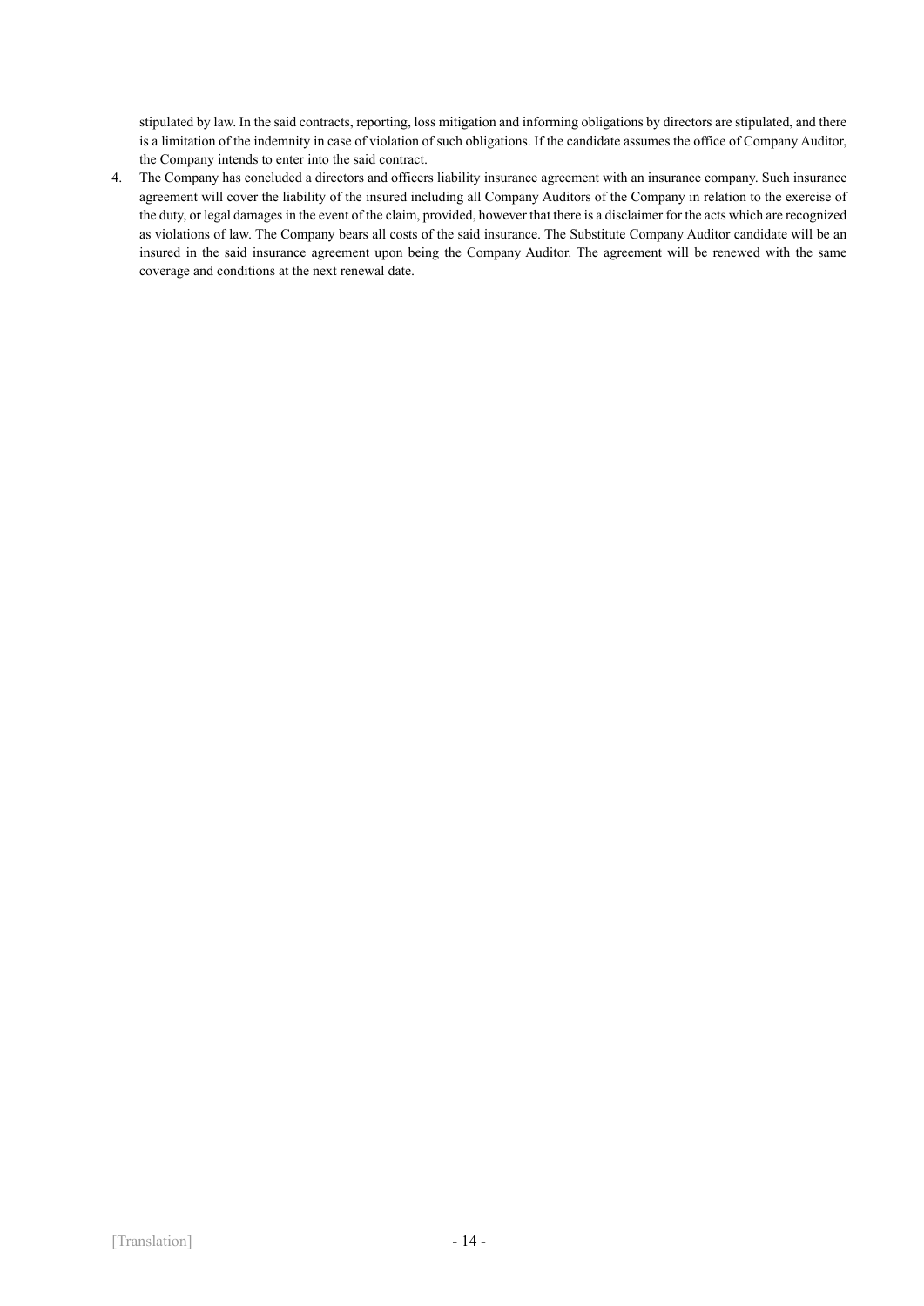stipulated by law. In the said contracts, reporting, loss mitigation and informing obligations by directors are stipulated, and there is a limitation of the indemnity in case of violation of such obligations. If the candidate assumes the office of Company Auditor, the Company intends to enter into the said contract.

4. The Company has concluded a directors and officers liability insurance agreement with an insurance company. Such insurance agreement will cover the liability of the insured including all Company Auditors of the Company in relation to the exercise of the duty, or legal damages in the event of the claim, provided, however that there is a disclaimer for the acts which are recognized as violations of law. The Company bears all costs of the said insurance. The Substitute Company Auditor candidate will be an insured in the said insurance agreement upon being the Company Auditor. The agreement will be renewed with the same coverage and conditions at the next renewal date.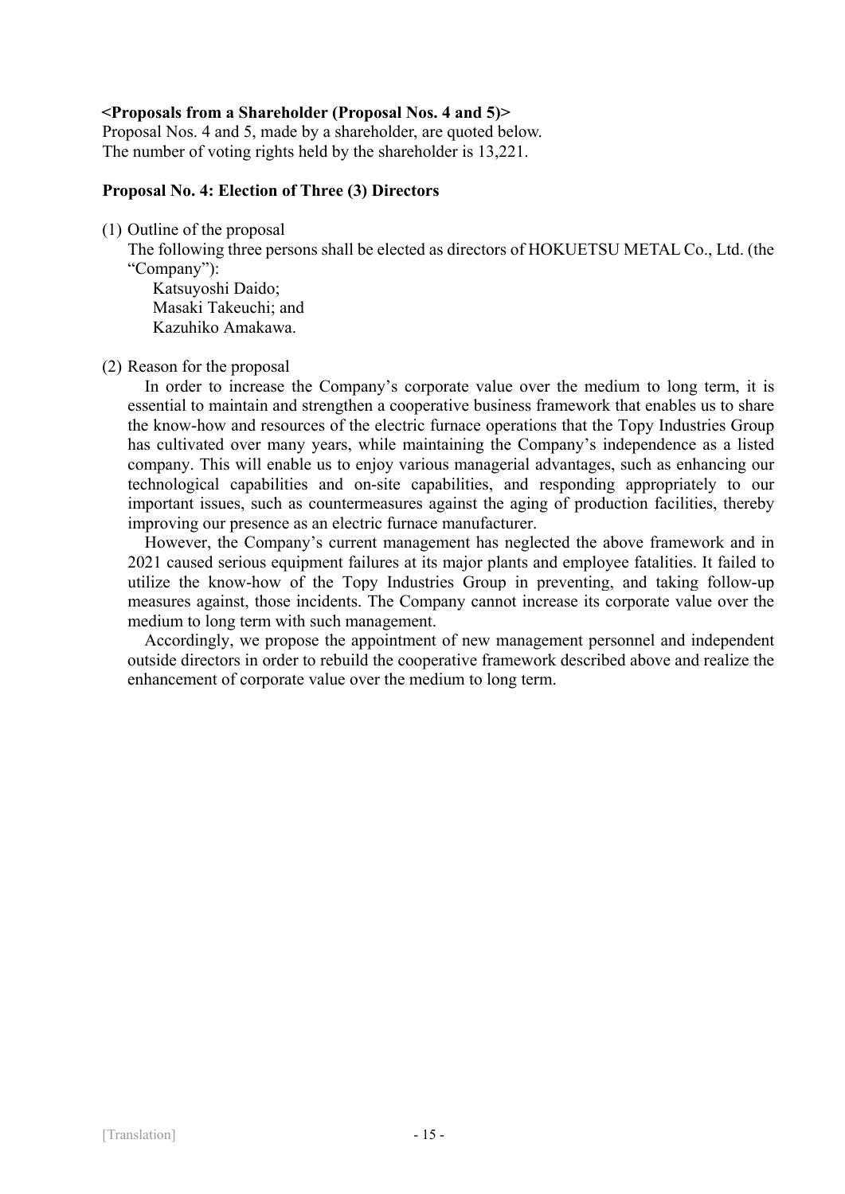**<Proposals from a Shareholder (Proposal Nos. 4 and 5)>**

Proposal Nos. 4 and 5, made by a shareholder, are quoted below.
The number of voting rights held by the shareholder is 13,221.

**Proposal No. 4: Election of Three (3) Directors**

(1) Outline of the proposal

The following three persons shall be elected as directors of HOKUETSU METAL Co., Ltd. (the “Company”):

Katsuyoshi Daido;
Masaki Takeuchi; and
Kazuhiko Amakawa.

(2) Reason for the proposal

In order to increase the Company’s corporate value over the medium to long term, it is essential to maintain and strengthen a cooperative business framework that enables us to share the know-how and resources of the electric furnace operations that the Topy Industries Group has cultivated over many years, while maintaining the Company’s independence as a listed company. This will enable us to enjoy various managerial advantages, such as enhancing our technological capabilities and on-site capabilities, and responding appropriately to our important issues, such as countermeasures against the aging of production facilities, thereby improving our presence as an electric furnace manufacturer.

However, the Company’s current management has neglected the above framework and in 2021 caused serious equipment failures at its major plants and employee fatalities. It failed to utilize the know-how of the Topy Industries Group in preventing, and taking follow-up measures against, those incidents. The Company cannot increase its corporate value over the medium to long term with such management.

Accordingly, we propose the appointment of new management personnel and independent outside directors in order to rebuild the cooperative framework described above and realize the enhancement of corporate value over the medium to long term.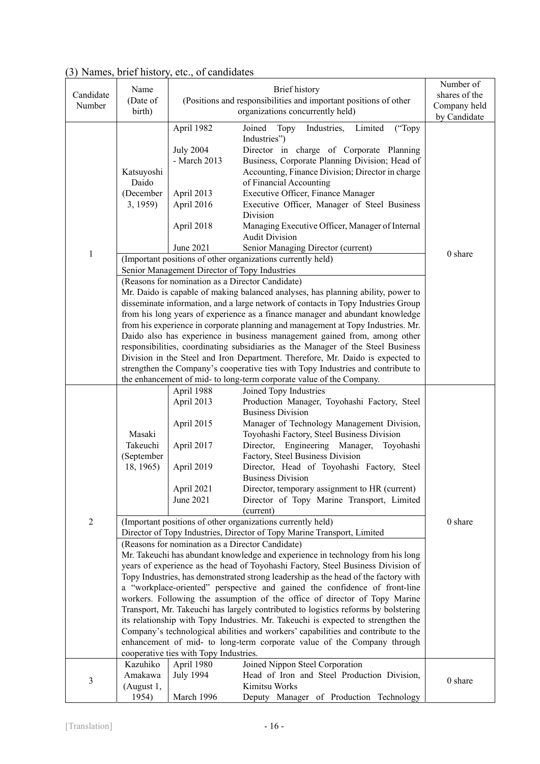## (3) Names, brief history, etc., of candidates

| Candidate Number | Name (Date of birth) | Brief history (Positions and responsibilities and important positions of other organizations concurrently held) | | Number of shares of the Company held by Candidate |
|---|---|---|---|---|
| 1 | Katsuyoshi Daido (December 3, 1959) | April 1982 | Joined Topy Industries, Limited ("Topy Industries") | 0 share |
| | | July 2004 - March 2013 | Director in charge of Corporate Planning Business, Corporate Planning Division; Head of Accounting, Finance Division; Director in charge of Financial Accounting | |
| | | April 2013 | Executive Officer, Finance Manager | |
| | | April 2016 | Executive Officer, Manager of Steel Business Division | |
| | | April 2018 | Managing Executive Officer, Manager of Internal Audit Division | |
| | | June 2021 | Senior Managing Director (current) | |
| | | (Important positions of other organizations currently held)<br>Senior Management Director of Topy Industries | | |
| | | (Reasons for nomination as a Director Candidate)<br>Mr. Daido is capable of making balanced analyses, has planning ability, power to disseminate information, and a large network of contacts in Topy Industries Group from his long years of experience as a finance manager and abundant knowledge from his experience in corporate planning and management at Topy Industries. Mr. Daido also has experience in business management gained from, among other responsibilities, coordinating subsidiaries as the Manager of the Steel Business Division in the Steel and Iron Department. Therefore, Mr. Daido is expected to strengthen the Company's cooperative ties with Topy Industries and contribute to the enhancement of mid- to long-term corporate value of the Company. | | |
| 2 | Masaki Takeuchi (September 18, 1965) | April 1988 | Joined Topy Industries | 0 share |
| | | April 2013 | Production Manager, Toyohashi Factory, Steel Business Division | |
| | | April 2015 | Manager of Technology Management Division, Toyohashi Factory, Steel Business Division | |
| | | April 2017 | Director, Engineering Manager, Toyohashi Factory, Steel Business Division | |
| | | April 2019 | Director, Head of Toyohashi Factory, Steel Business Division | |
| | | April 2021 | Director, temporary assignment to HR (current) | |
| | | June 2021 | Director of Topy Marine Transport, Limited (current) | |
| | | (Important positions of other organizations currently held)<br>Director of Topy Industries, Director of Topy Marine Transport, Limited | | |
| | | (Reasons for nomination as a Director Candidate)<br>Mr. Takeuchi has abundant knowledge and experience in technology from his long years of experience as the head of Toyohashi Factory, Steel Business Division of Topy Industries, has demonstrated strong leadership as the head of the factory with a "workplace-oriented" perspective and gained the confidence of front-line workers. Following the assumption of the office of director of Topy Marine Transport, Mr. Takeuchi has largely contributed to logistics reforms by bolstering its relationship with Topy Industries. Mr. Takeuchi is expected to strengthen the Company's technological abilities and workers' capabilities and contribute to the enhancement of mid- to long-term corporate value of the Company through cooperative ties with Topy Industries. | | |
| 3 | Kazuhiko Amakawa (August 1, 1954) | April 1980 | Joined Nippon Steel Corporation | 0 share |
| | | July 1994 | Head of Iron and Steel Production Division, Kimitsu Works | |
| | | March 1996 | Deputy Manager of Production Technology | |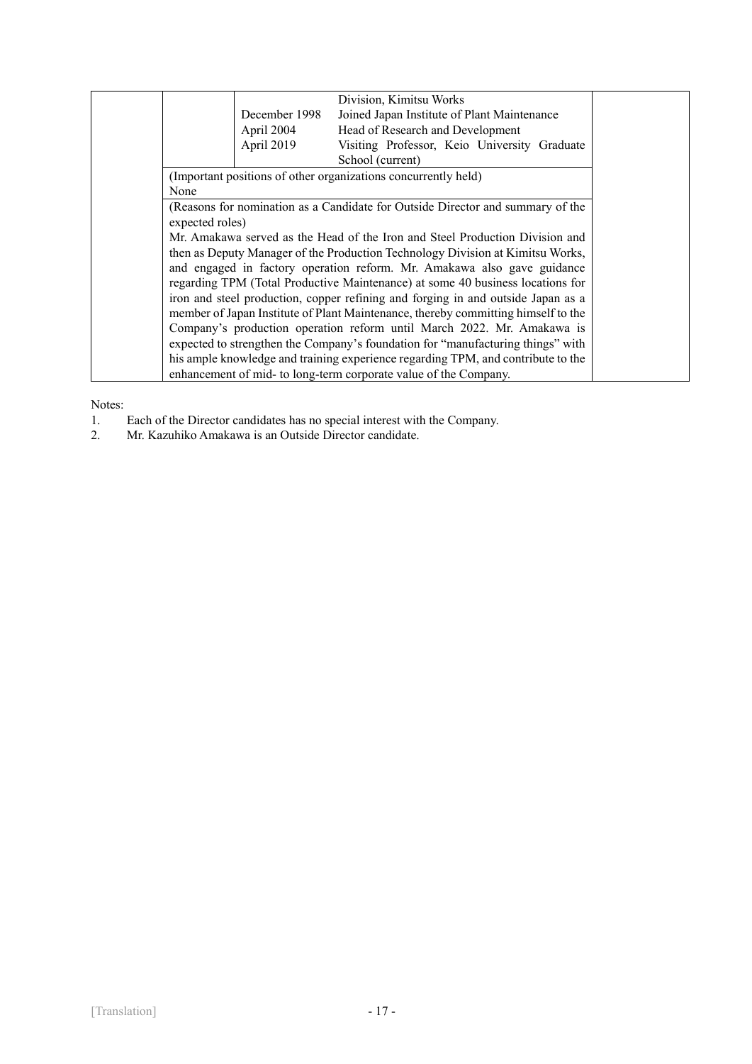| | | | |
|---|---|---|---|
| | | Division, Kimitsu Works | |
| | December 1998 | Joined Japan Institute of Plant Maintenance | |
| | April 2004 | Head of Research and Development | |
| | April 2019 | Visiting Professor, Keio University Graduate School (current) | |
| | (Important positions of other organizations concurrently held)<br>None | | |
| | (Reasons for nomination as a Candidate for Outside Director and summary of the expected roles)<br>Mr. Amakawa served as the Head of the Iron and Steel Production Division and then as Deputy Manager of the Production Technology Division at Kimitsu Works, and engaged in factory operation reform. Mr. Amakawa also gave guidance regarding TPM (Total Productive Maintenance) at some 40 business locations for iron and steel production, copper refining and forging in and outside Japan as a member of Japan Institute of Plant Maintenance, thereby committing himself to the Company's production operation reform until March 2022. Mr. Amakawa is expected to strengthen the Company's foundation for "manufacturing things" with his ample knowledge and training experience regarding TPM, and contribute to the enhancement of mid- to long-term corporate value of the Company. | | |

Notes:

1. Each of the Director candidates has no special interest with the Company.
2. Mr. Kazuhiko Amakawa is an Outside Director candidate.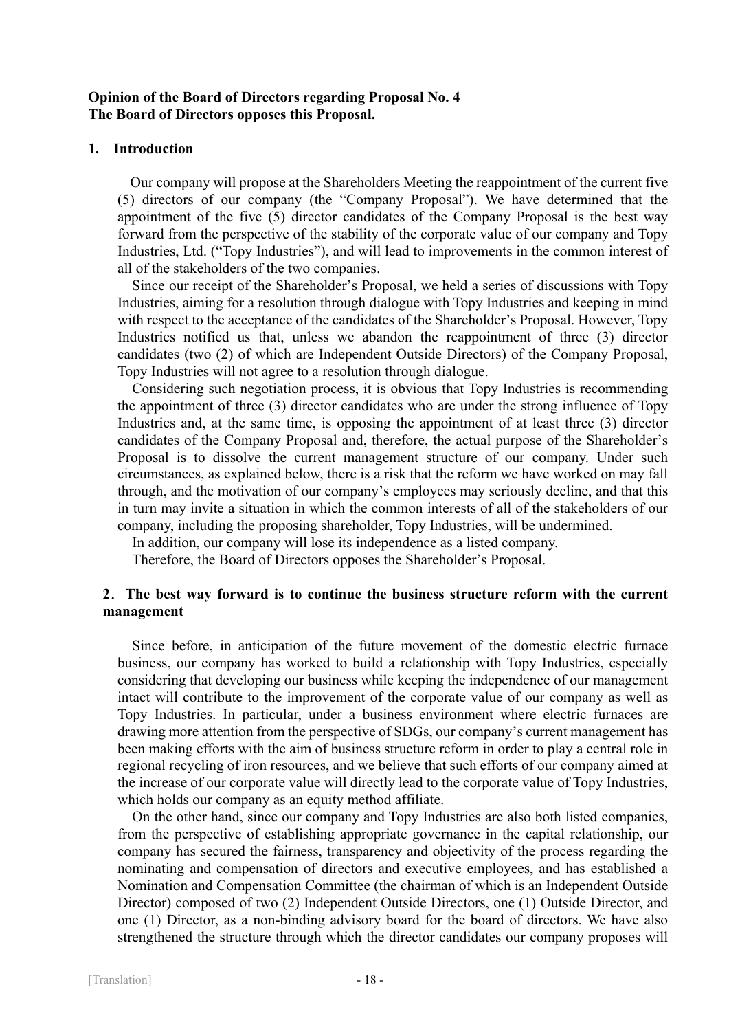**Opinion of the Board of Directors regarding Proposal No. 4**
**The Board of Directors opposes this Proposal.**

## 1. Introduction

Our company will propose at the Shareholders Meeting the reappointment of the current five (5) directors of our company (the "Company Proposal"). We have determined that the appointment of the five (5) director candidates of the Company Proposal is the best way forward from the perspective of the stability of the corporate value of our company and Topy Industries, Ltd. ("Topy Industries"), and will lead to improvements in the common interest of all of the stakeholders of the two companies.

Since our receipt of the Shareholder's Proposal, we held a series of discussions with Topy Industries, aiming for a resolution through dialogue with Topy Industries and keeping in mind with respect to the acceptance of the candidates of the Shareholder's Proposal. However, Topy Industries notified us that, unless we abandon the reappointment of three (3) director candidates (two (2) of which are Independent Outside Directors) of the Company Proposal, Topy Industries will not agree to a resolution through dialogue.

Considering such negotiation process, it is obvious that Topy Industries is recommending the appointment of three (3) director candidates who are under the strong influence of Topy Industries and, at the same time, is opposing the appointment of at least three (3) director candidates of the Company Proposal and, therefore, the actual purpose of the Shareholder's Proposal is to dissolve the current management structure of our company. Under such circumstances, as explained below, there is a risk that the reform we have worked on may fall through, and the motivation of our company's employees may seriously decline, and that this in turn may invite a situation in which the common interests of all of the stakeholders of our company, including the proposing shareholder, Topy Industries, will be undermined.

In addition, our company will lose its independence as a listed company.

Therefore, the Board of Directors opposes the Shareholder's Proposal.

## 2. The best way forward is to continue the business structure reform with the current management

Since before, in anticipation of the future movement of the domestic electric furnace business, our company has worked to build a relationship with Topy Industries, especially considering that developing our business while keeping the independence of our management intact will contribute to the improvement of the corporate value of our company as well as Topy Industries. In particular, under a business environment where electric furnaces are drawing more attention from the perspective of SDGs, our company's current management has been making efforts with the aim of business structure reform in order to play a central role in regional recycling of iron resources, and we believe that such efforts of our company aimed at the increase of our corporate value will directly lead to the corporate value of Topy Industries, which holds our company as an equity method affiliate.

On the other hand, since our company and Topy Industries are also both listed companies, from the perspective of establishing appropriate governance in the capital relationship, our company has secured the fairness, transparency and objectivity of the process regarding the nominating and compensation of directors and executive employees, and has established a Nomination and Compensation Committee (the chairman of which is an Independent Outside Director) composed of two (2) Independent Outside Directors, one (1) Outside Director, and one (1) Director, as a non-binding advisory board for the board of directors. We have also strengthened the structure through which the director candidates our company proposes will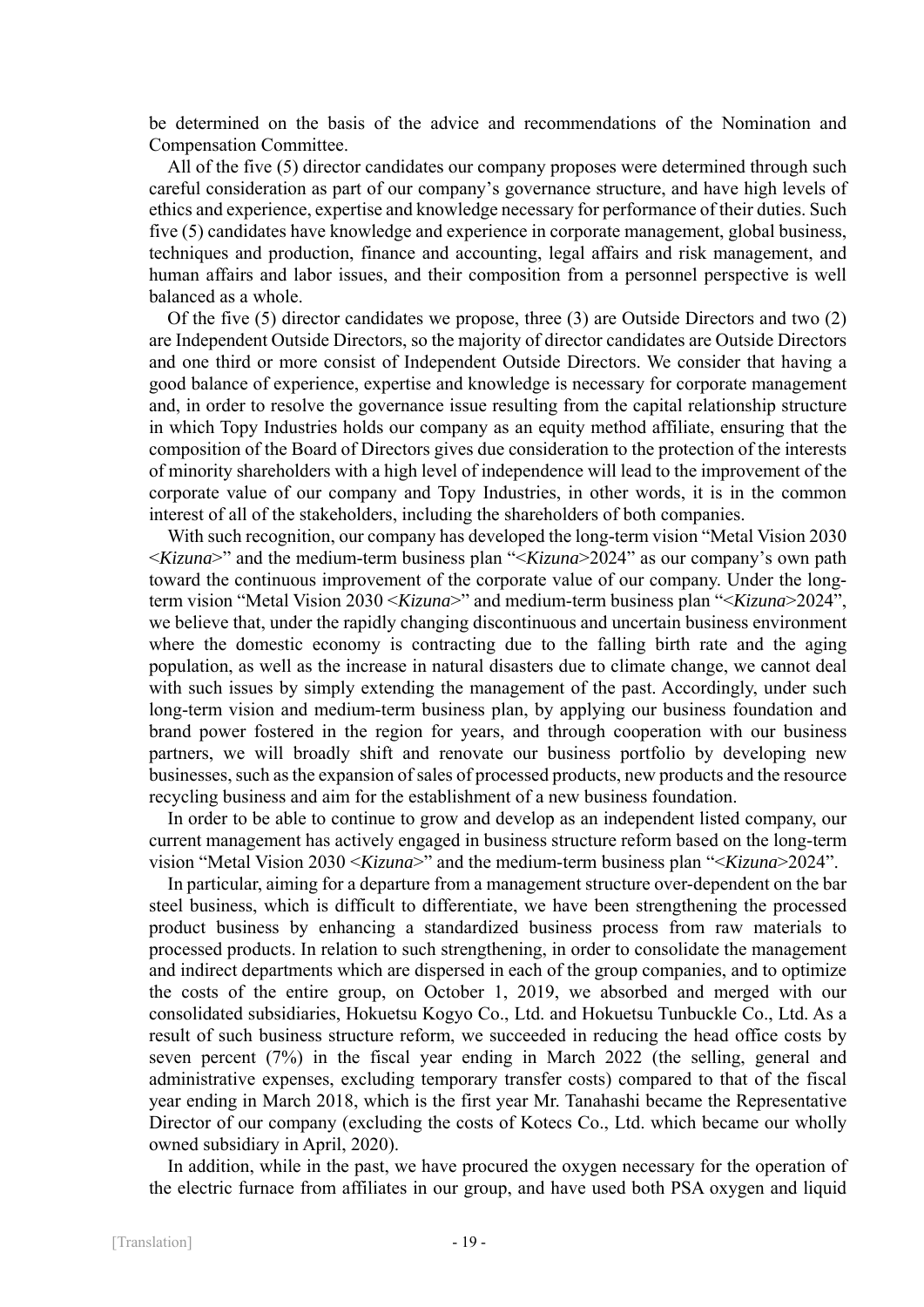be determined on the basis of the advice and recommendations of the Nomination and Compensation Committee.

All of the five (5) director candidates our company proposes were determined through such careful consideration as part of our company's governance structure, and have high levels of ethics and experience, expertise and knowledge necessary for performance of their duties. Such five (5) candidates have knowledge and experience in corporate management, global business, techniques and production, finance and accounting, legal affairs and risk management, and human affairs and labor issues, and their composition from a personnel perspective is well balanced as a whole.

Of the five (5) director candidates we propose, three (3) are Outside Directors and two (2) are Independent Outside Directors, so the majority of director candidates are Outside Directors and one third or more consist of Independent Outside Directors. We consider that having a good balance of experience, expertise and knowledge is necessary for corporate management and, in order to resolve the governance issue resulting from the capital relationship structure in which Topy Industries holds our company as an equity method affiliate, ensuring that the composition of the Board of Directors gives due consideration to the protection of the interests of minority shareholders with a high level of independence will lead to the improvement of the corporate value of our company and Topy Industries, in other words, it is in the common interest of all of the stakeholders, including the shareholders of both companies.

With such recognition, our company has developed the long-term vision "Metal Vision 2030 <*Kizuna*>" and the medium-term business plan "<*Kizuna*>2024" as our company's own path toward the continuous improvement of the corporate value of our company. Under the long-term vision "Metal Vision 2030 <*Kizuna*>" and medium-term business plan "<*Kizuna*>2024", we believe that, under the rapidly changing discontinuous and uncertain business environment where the domestic economy is contracting due to the falling birth rate and the aging population, as well as the increase in natural disasters due to climate change, we cannot deal with such issues by simply extending the management of the past. Accordingly, under such long-term vision and medium-term business plan, by applying our business foundation and brand power fostered in the region for years, and through cooperation with our business partners, we will broadly shift and renovate our business portfolio by developing new businesses, such as the expansion of sales of processed products, new products and the resource recycling business and aim for the establishment of a new business foundation.

In order to be able to continue to grow and develop as an independent listed company, our current management has actively engaged in business structure reform based on the long-term vision "Metal Vision 2030 <*Kizuna*>" and the medium-term business plan "<*Kizuna*>2024".

In particular, aiming for a departure from a management structure over-dependent on the bar steel business, which is difficult to differentiate, we have been strengthening the processed product business by enhancing a standardized business process from raw materials to processed products. In relation to such strengthening, in order to consolidate the management and indirect departments which are dispersed in each of the group companies, and to optimize the costs of the entire group, on October 1, 2019, we absorbed and merged with our consolidated subsidiaries, Hokuetsu Kogyo Co., Ltd. and Hokuetsu Tunbuckle Co., Ltd. As a result of such business structure reform, we succeeded in reducing the head office costs by seven percent (7%) in the fiscal year ending in March 2022 (the selling, general and administrative expenses, excluding temporary transfer costs) compared to that of the fiscal year ending in March 2018, which is the first year Mr. Tanahashi became the Representative Director of our company (excluding the costs of Kotecs Co., Ltd. which became our wholly owned subsidiary in April, 2020).

In addition, while in the past, we have procured the oxygen necessary for the operation of the electric furnace from affiliates in our group, and have used both PSA oxygen and liquid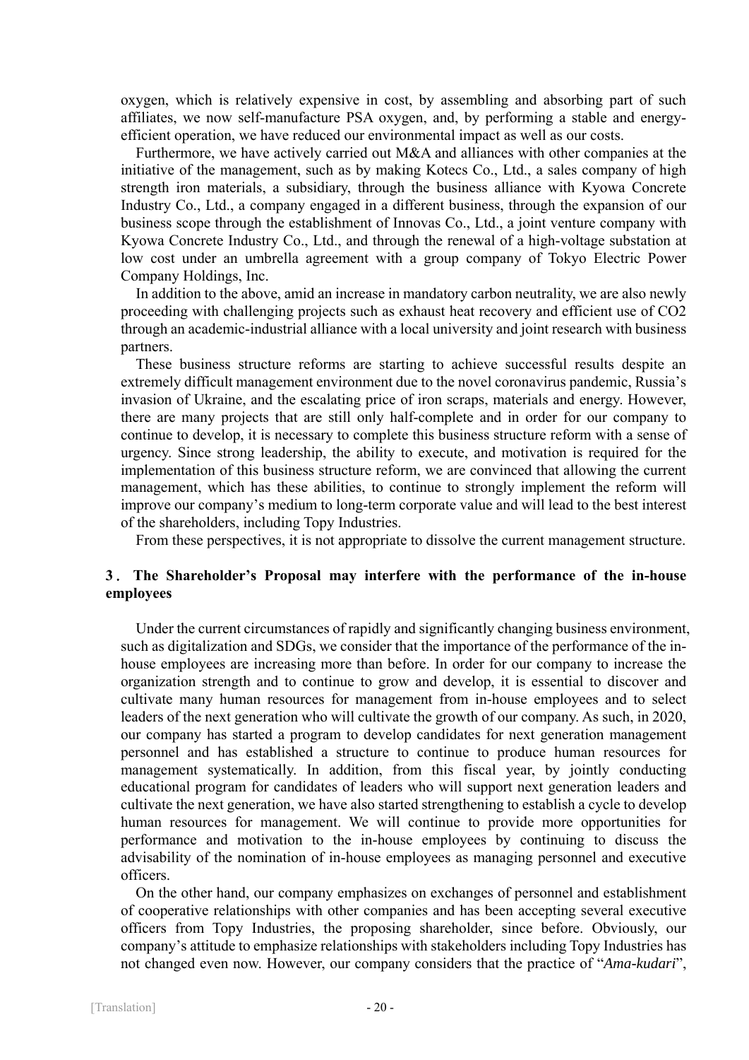oxygen, which is relatively expensive in cost, by assembling and absorbing part of such affiliates, we now self-manufacture PSA oxygen, and, by performing a stable and energy-efficient operation, we have reduced our environmental impact as well as our costs.

Furthermore, we have actively carried out M&A and alliances with other companies at the initiative of the management, such as by making Kotecs Co., Ltd., a sales company of high strength iron materials, a subsidiary, through the business alliance with Kyowa Concrete Industry Co., Ltd., a company engaged in a different business, through the expansion of our business scope through the establishment of Innovas Co., Ltd., a joint venture company with Kyowa Concrete Industry Co., Ltd., and through the renewal of a high-voltage substation at low cost under an umbrella agreement with a group company of Tokyo Electric Power Company Holdings, Inc.

In addition to the above, amid an increase in mandatory carbon neutrality, we are also newly proceeding with challenging projects such as exhaust heat recovery and efficient use of $CO_2$ through an academic-industrial alliance with a local university and joint research with business partners.

These business structure reforms are starting to achieve successful results despite an extremely difficult management environment due to the novel coronavirus pandemic, Russia's invasion of Ukraine, and the escalating price of iron scraps, materials and energy. However, there are many projects that are still only half-complete and in order for our company to continue to develop, it is necessary to complete this business structure reform with a sense of urgency. Since strong leadership, the ability to execute, and motivation is required for the implementation of this business structure reform, we are convinced that allowing the current management, which has these abilities, to continue to strongly implement the reform will improve our company's medium to long-term corporate value and will lead to the best interest of the shareholders, including Topy Industries.

From these perspectives, it is not appropriate to dissolve the current management structure.

### 3. The Shareholder's Proposal may interfere with the performance of the in-house employees

Under the current circumstances of rapidly and significantly changing business environment, such as digitalization and SDGs, we consider that the importance of the performance of the in-house employees are increasing more than before. In order for our company to increase the organization strength and to continue to grow and develop, it is essential to discover and cultivate many human resources for management from in-house employees and to select leaders of the next generation who will cultivate the growth of our company. As such, in 2020, our company has started a program to develop candidates for next generation management personnel and has established a structure to continue to produce human resources for management systematically. In addition, from this fiscal year, by jointly conducting educational program for candidates of leaders who will support next generation leaders and cultivate the next generation, we have also started strengthening to establish a cycle to develop human resources for management. We will continue to provide more opportunities for performance and motivation to the in-house employees by continuing to discuss the advisability of the nomination of in-house employees as managing personnel and executive officers.

On the other hand, our company emphasizes on exchanges of personnel and establishment of cooperative relationships with other companies and has been accepting several executive officers from Topy Industries, the proposing shareholder, since before. Obviously, our company's attitude to emphasize relationships with stakeholders including Topy Industries has not changed even now. However, our company considers that the practice of "*Ama-kudari*",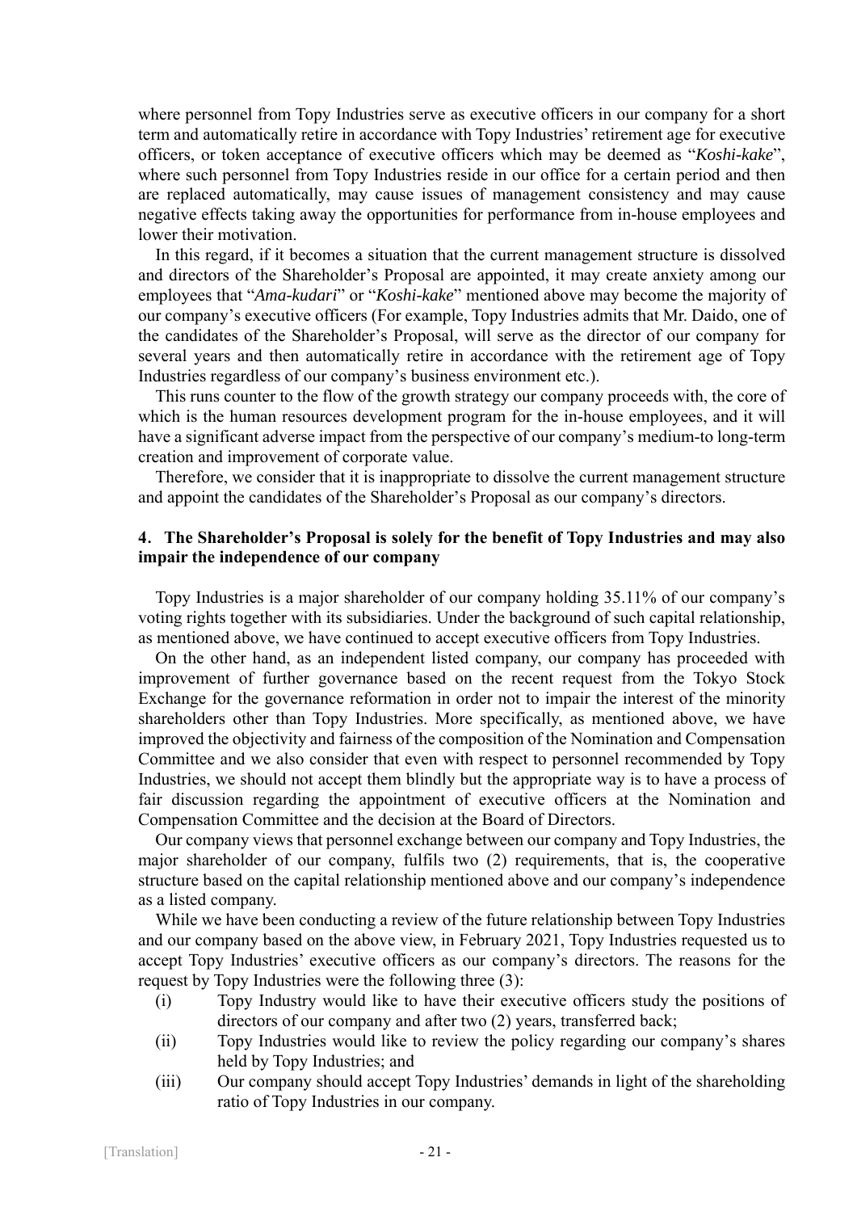where personnel from Topy Industries serve as executive officers in our company for a short term and automatically retire in accordance with Topy Industries' retirement age for executive officers, or token acceptance of executive officers which may be deemed as "*Koshi-kake*", where such personnel from Topy Industries reside in our office for a certain period and then are replaced automatically, may cause issues of management consistency and may cause negative effects taking away the opportunities for performance from in-house employees and lower their motivation.

In this regard, if it becomes a situation that the current management structure is dissolved and directors of the Shareholder's Proposal are appointed, it may create anxiety among our employees that "*Ama-kudari*" or "*Koshi-kake*" mentioned above may become the majority of our company's executive officers (For example, Topy Industries admits that Mr. Daido, one of the candidates of the Shareholder's Proposal, will serve as the director of our company for several years and then automatically retire in accordance with the retirement age of Topy Industries regardless of our company's business environment etc.).

This runs counter to the flow of the growth strategy our company proceeds with, the core of which is the human resources development program for the in-house employees, and it will have a significant adverse impact from the perspective of our company's medium-to long-term creation and improvement of corporate value.

Therefore, we consider that it is inappropriate to dissolve the current management structure and appoint the candidates of the Shareholder's Proposal as our company's directors.

### 4. The Shareholder's Proposal is solely for the benefit of Topy Industries and may also impair the independence of our company

Topy Industries is a major shareholder of our company holding 35.11% of our company's voting rights together with its subsidiaries. Under the background of such capital relationship, as mentioned above, we have continued to accept executive officers from Topy Industries.

On the other hand, as an independent listed company, our company has proceeded with improvement of further governance based on the recent request from the Tokyo Stock Exchange for the governance reformation in order not to impair the interest of the minority shareholders other than Topy Industries. More specifically, as mentioned above, we have improved the objectivity and fairness of the composition of the Nomination and Compensation Committee and we also consider that even with respect to personnel recommended by Topy Industries, we should not accept them blindly but the appropriate way is to have a process of fair discussion regarding the appointment of executive officers at the Nomination and Compensation Committee and the decision at the Board of Directors.

Our company views that personnel exchange between our company and Topy Industries, the major shareholder of our company, fulfils two (2) requirements, that is, the cooperative structure based on the capital relationship mentioned above and our company's independence as a listed company.

While we have been conducting a review of the future relationship between Topy Industries and our company based on the above view, in February 2021, Topy Industries requested us to accept Topy Industries' executive officers as our company's directors. The reasons for the request by Topy Industries were the following three (3):

(i) Topy Industry would like to have their executive officers study the positions of directors of our company and after two (2) years, transferred back;

(ii) Topy Industries would like to review the policy regarding our company's shares held by Topy Industries; and

(iii) Our company should accept Topy Industries' demands in light of the shareholding ratio of Topy Industries in our company.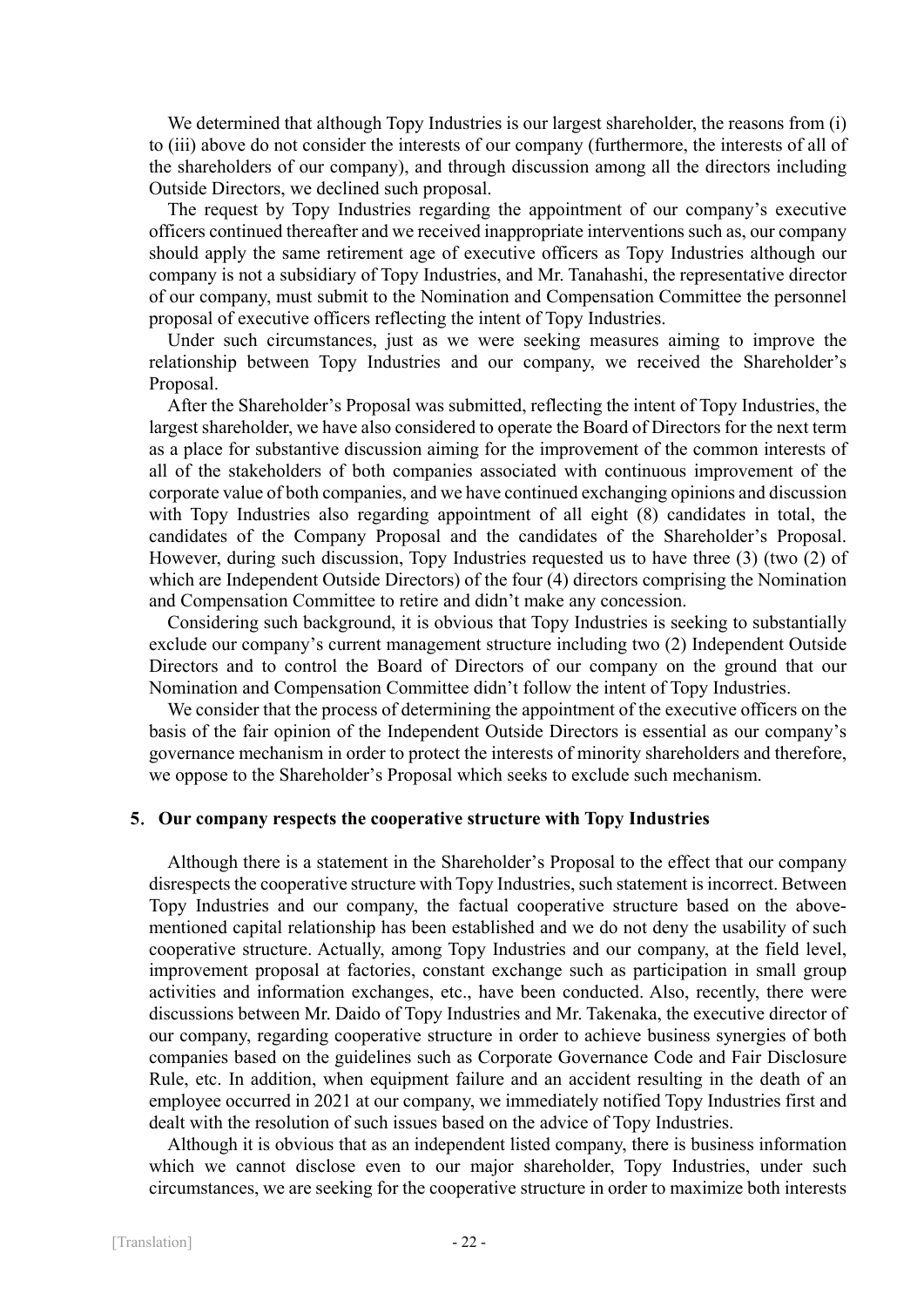We determined that although Topy Industries is our largest shareholder, the reasons from (i) to (iii) above do not consider the interests of our company (furthermore, the interests of all of the shareholders of our company), and through discussion among all the directors including Outside Directors, we declined such proposal.

The request by Topy Industries regarding the appointment of our company's executive officers continued thereafter and we received inappropriate interventions such as, our company should apply the same retirement age of executive officers as Topy Industries although our company is not a subsidiary of Topy Industries, and Mr. Tanahashi, the representative director of our company, must submit to the Nomination and Compensation Committee the personnel proposal of executive officers reflecting the intent of Topy Industries.

Under such circumstances, just as we were seeking measures aiming to improve the relationship between Topy Industries and our company, we received the Shareholder's Proposal.

After the Shareholder's Proposal was submitted, reflecting the intent of Topy Industries, the largest shareholder, we have also considered to operate the Board of Directors for the next term as a place for substantive discussion aiming for the improvement of the common interests of all of the stakeholders of both companies associated with continuous improvement of the corporate value of both companies, and we have continued exchanging opinions and discussion with Topy Industries also regarding appointment of all eight (8) candidates in total, the candidates of the Company Proposal and the candidates of the Shareholder's Proposal. However, during such discussion, Topy Industries requested us to have three (3) (two (2) of which are Independent Outside Directors) of the four (4) directors comprising the Nomination and Compensation Committee to retire and didn't make any concession.

Considering such background, it is obvious that Topy Industries is seeking to substantially exclude our company's current management structure including two (2) Independent Outside Directors and to control the Board of Directors of our company on the ground that our Nomination and Compensation Committee didn't follow the intent of Topy Industries.

We consider that the process of determining the appointment of the executive officers on the basis of the fair opinion of the Independent Outside Directors is essential as our company's governance mechanism in order to protect the interests of minority shareholders and therefore, we oppose to the Shareholder's Proposal which seeks to exclude such mechanism.

### 5. Our company respects the cooperative structure with Topy Industries

Although there is a statement in the Shareholder's Proposal to the effect that our company disrespects the cooperative structure with Topy Industries, such statement is incorrect. Between Topy Industries and our company, the factual cooperative structure based on the above-mentioned capital relationship has been established and we do not deny the usability of such cooperative structure. Actually, among Topy Industries and our company, at the field level, improvement proposal at factories, constant exchange such as participation in small group activities and information exchanges, etc., have been conducted. Also, recently, there were discussions between Mr. Daido of Topy Industries and Mr. Takenaka, the executive director of our company, regarding cooperative structure in order to achieve business synergies of both companies based on the guidelines such as Corporate Governance Code and Fair Disclosure Rule, etc. In addition, when equipment failure and an accident resulting in the death of an employee occurred in 2021 at our company, we immediately notified Topy Industries first and dealt with the resolution of such issues based on the advice of Topy Industries.

Although it is obvious that as an independent listed company, there is business information which we cannot disclose even to our major shareholder, Topy Industries, under such circumstances, we are seeking for the cooperative structure in order to maximize both interests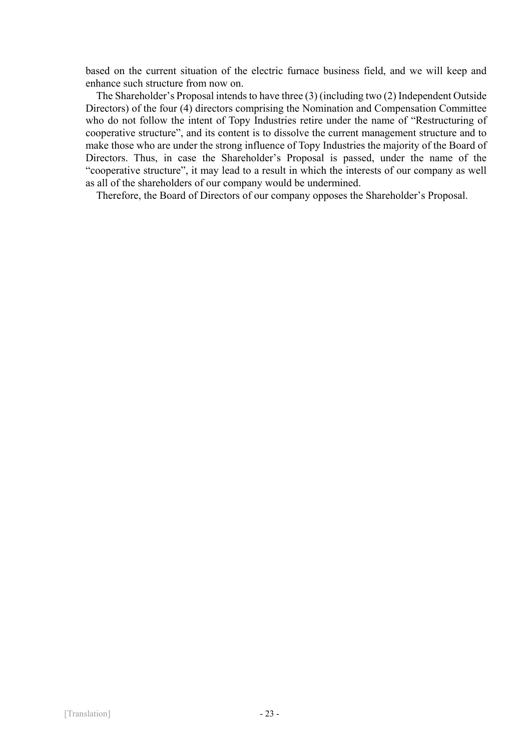based on the current situation of the electric furnace business field, and we will keep and enhance such structure from now on.

The Shareholder's Proposal intends to have three (3) (including two (2) Independent Outside Directors) of the four (4) directors comprising the Nomination and Compensation Committee who do not follow the intent of Topy Industries retire under the name of "Restructuring of cooperative structure", and its content is to dissolve the current management structure and to make those who are under the strong influence of Topy Industries the majority of the Board of Directors. Thus, in case the Shareholder's Proposal is passed, under the name of the "cooperative structure", it may lead to a result in which the interests of our company as well as all of the shareholders of our company would be undermined.

Therefore, the Board of Directors of our company opposes the Shareholder's Proposal.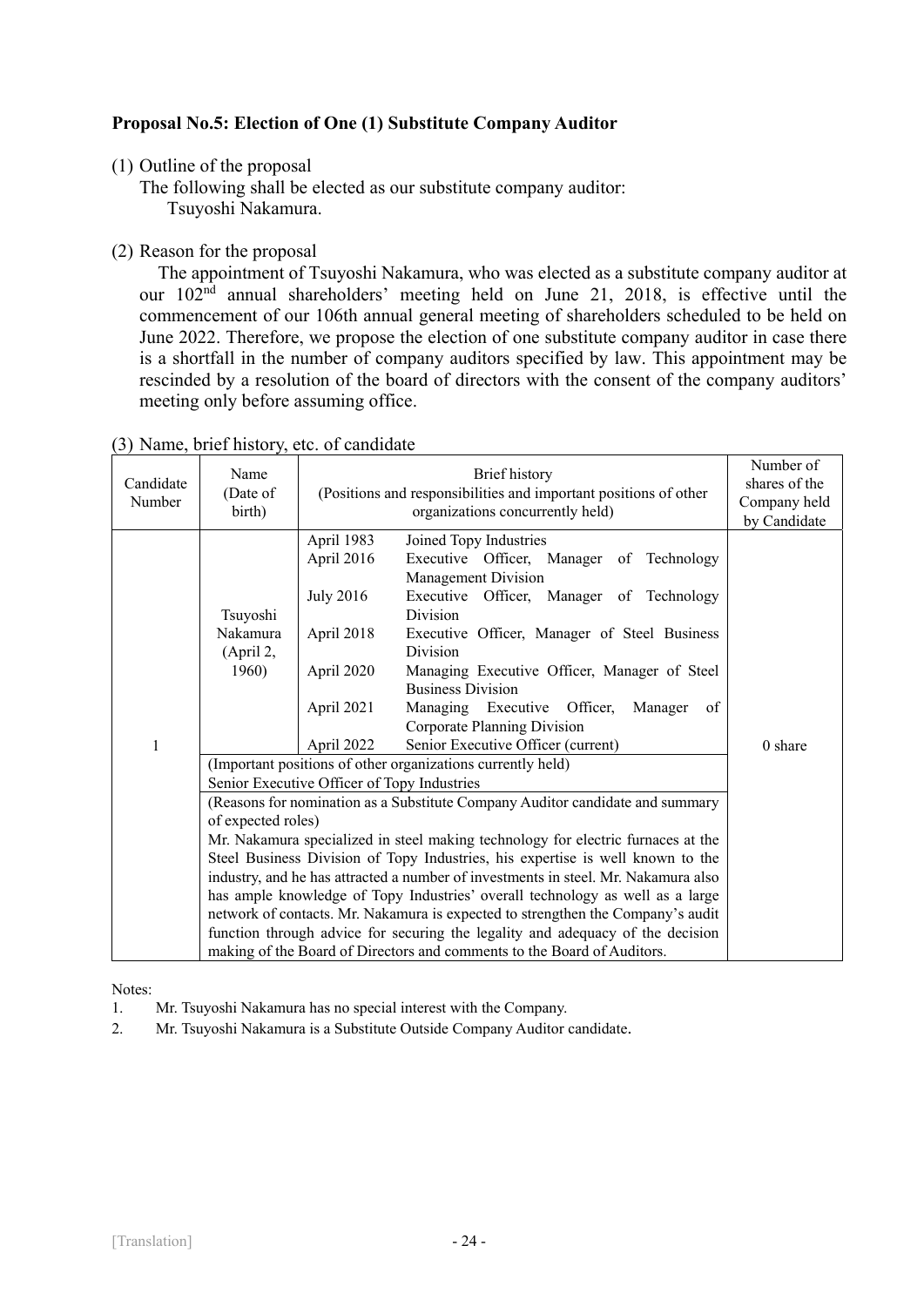**Proposal No.5: Election of One (1) Substitute Company Auditor**

(1) Outline of the proposal

The following shall be elected as our substitute company auditor:
Tsuyoshi Nakamura.

(2) Reason for the proposal

The appointment of Tsuyoshi Nakamura, who was elected as a substitute company auditor at our 102nd annual shareholders' meeting held on June 21, 2018, is effective until the commencement of our 106th annual general meeting of shareholders scheduled to be held on June 2022. Therefore, we propose the election of one substitute company auditor in case there is a shortfall in the number of company auditors specified by law. This appointment may be rescinded by a resolution of the board of directors with the consent of the company auditors' meeting only before assuming office.

(3) Name, brief history, etc. of candidate

| Candidate Number | Name (Date of birth) | Brief history (Positions and responsibilities and important positions of other organizations concurrently held) | | Number of shares of the Company held by Candidate |
|---|---|---|---|---|
| 1 | Tsuyoshi Nakamura (April 2, 1960) | April 1983 | Joined Topy Industries | 0 share |
| | | April 2016 | Executive Officer, Manager of Technology Management Division | |
| | | July 2016 | Executive Officer, Manager of Technology Division | |
| | | April 2018 | Executive Officer, Manager of Steel Business Division | |
| | | April 2020 | Managing Executive Officer, Manager of Steel Business Division | |
| | | April 2021 | Managing Executive Officer, Manager of Corporate Planning Division | |
| | | April 2022 | Senior Executive Officer (current) | |
| | (Important positions of other organizations currently held)<br>Senior Executive Officer of Topy Industries | | | |
| | (Reasons for nomination as a Substitute Company Auditor candidate and summary of expected roles)<br>Mr. Nakamura specialized in steel making technology for electric furnaces at the Steel Business Division of Topy Industries, his expertise is well known to the industry, and he has attracted a number of investments in steel. Mr. Nakamura also has ample knowledge of Topy Industries' overall technology as well as a large network of contacts. Mr. Nakamura is expected to strengthen the Company's audit function through advice for securing the legality and adequacy of the decision making of the Board of Directors and comments to the Board of Auditors. | | | |

Notes:

1. Mr. Tsuyoshi Nakamura has no special interest with the Company.
2. Mr. Tsuyoshi Nakamura is a Substitute Outside Company Auditor candidate.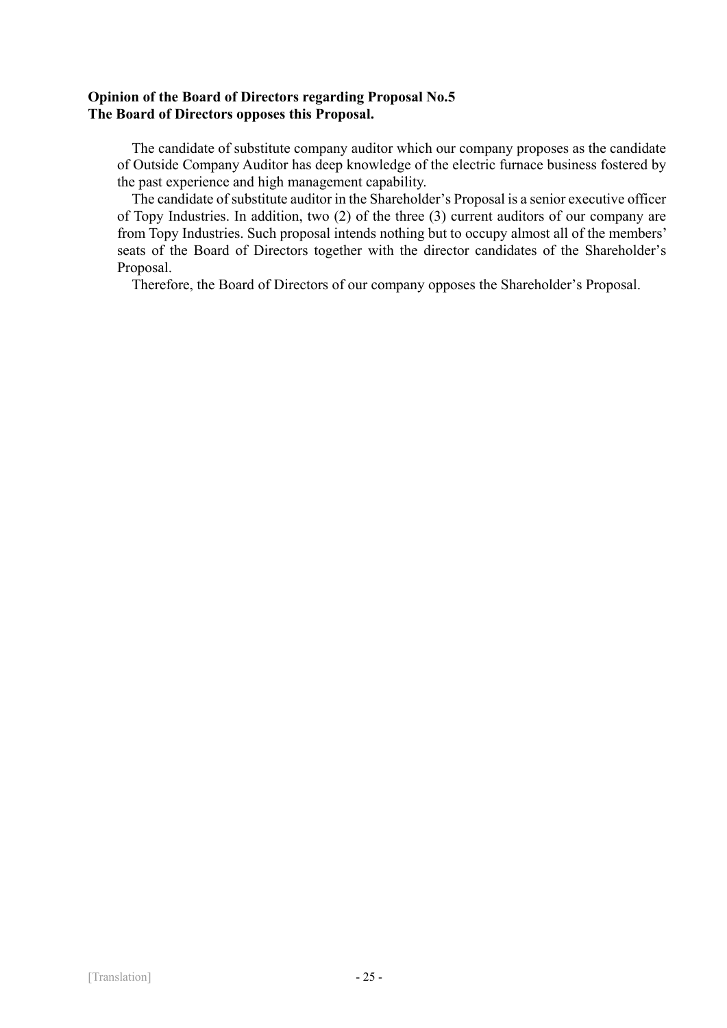**Opinion of the Board of Directors regarding Proposal No.5**
**The Board of Directors opposes this Proposal.**

The candidate of substitute company auditor which our company proposes as the candidate of Outside Company Auditor has deep knowledge of the electric furnace business fostered by the past experience and high management capability.

The candidate of substitute auditor in the Shareholder's Proposal is a senior executive officer of Topy Industries. In addition, two (2) of the three (3) current auditors of our company are from Topy Industries. Such proposal intends nothing but to occupy almost all of the members' seats of the Board of Directors together with the director candidates of the Shareholder's Proposal.

Therefore, the Board of Directors of our company opposes the Shareholder's Proposal.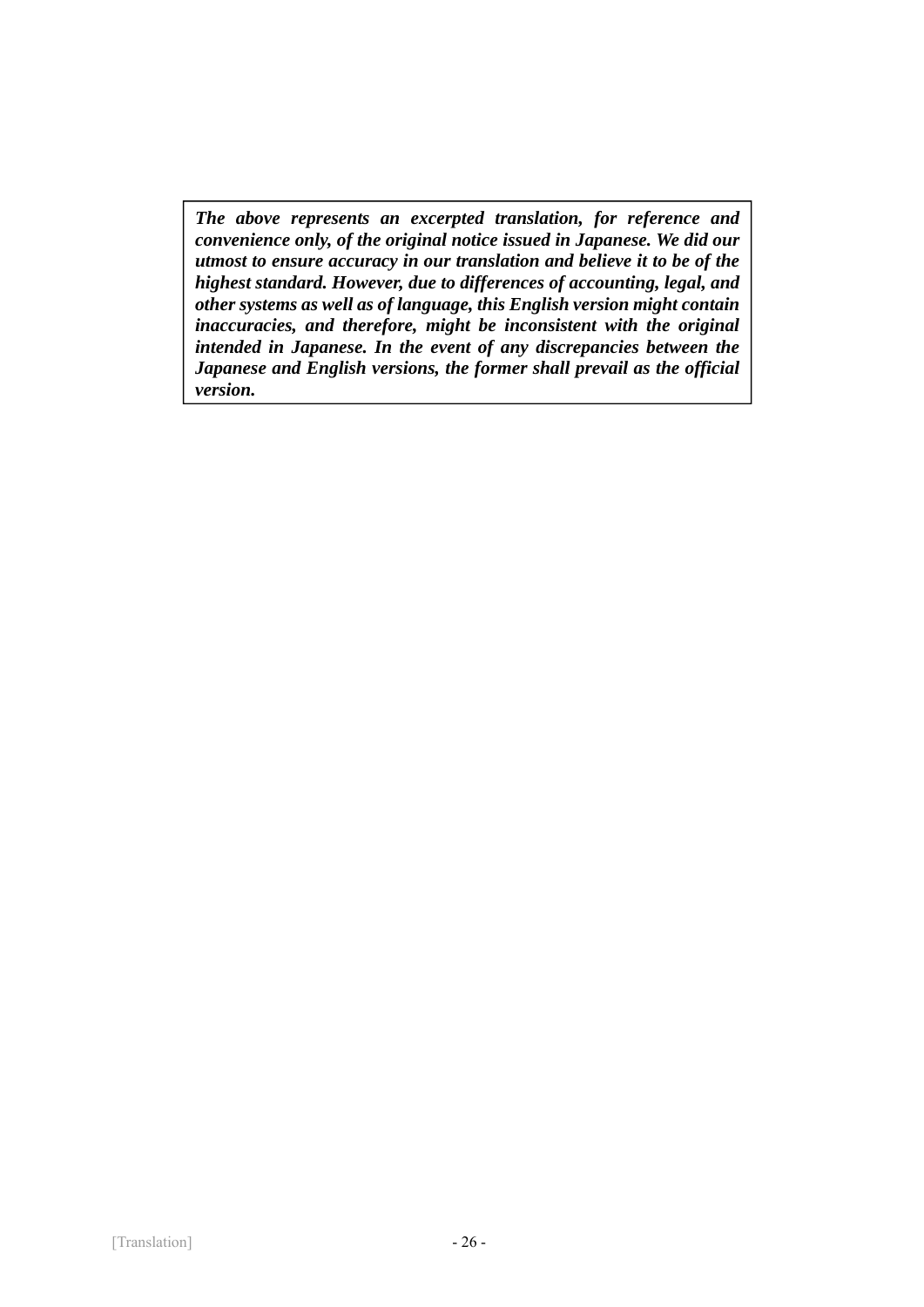***The above represents an excerpted translation, for reference and convenience only, of the original notice issued in Japanese. We did our utmost to ensure accuracy in our translation and believe it to be of the highest standard. However, due to differences of accounting, legal, and other systems as well as of language, this English version might contain inaccuracies, and therefore, might be inconsistent with the original intended in Japanese. In the event of any discrepancies between the Japanese and English versions, the former shall prevail as the official version.***